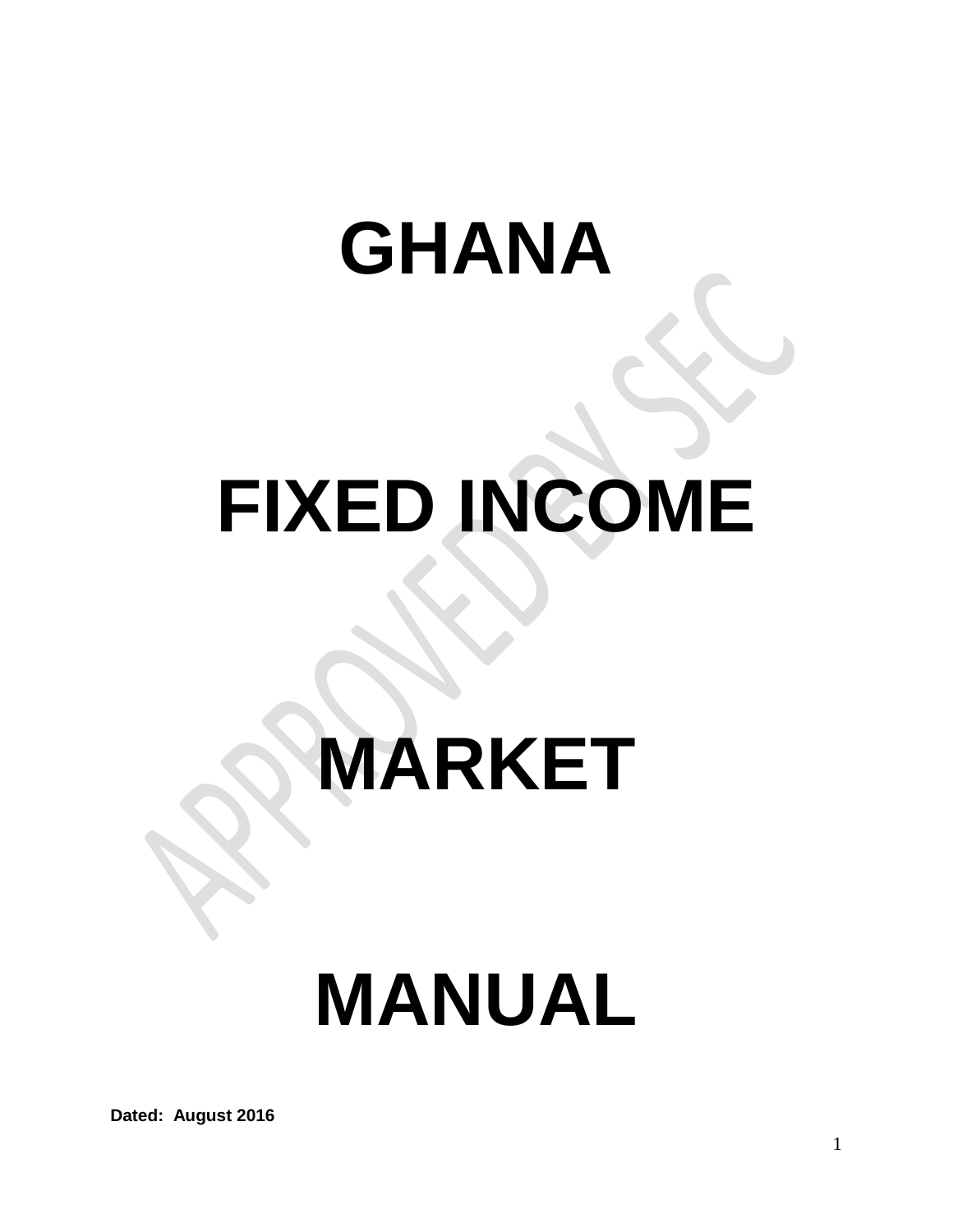# GHANA

# FIXED INCOME

# MARKET

# MANUAL

**Dated: August 2016**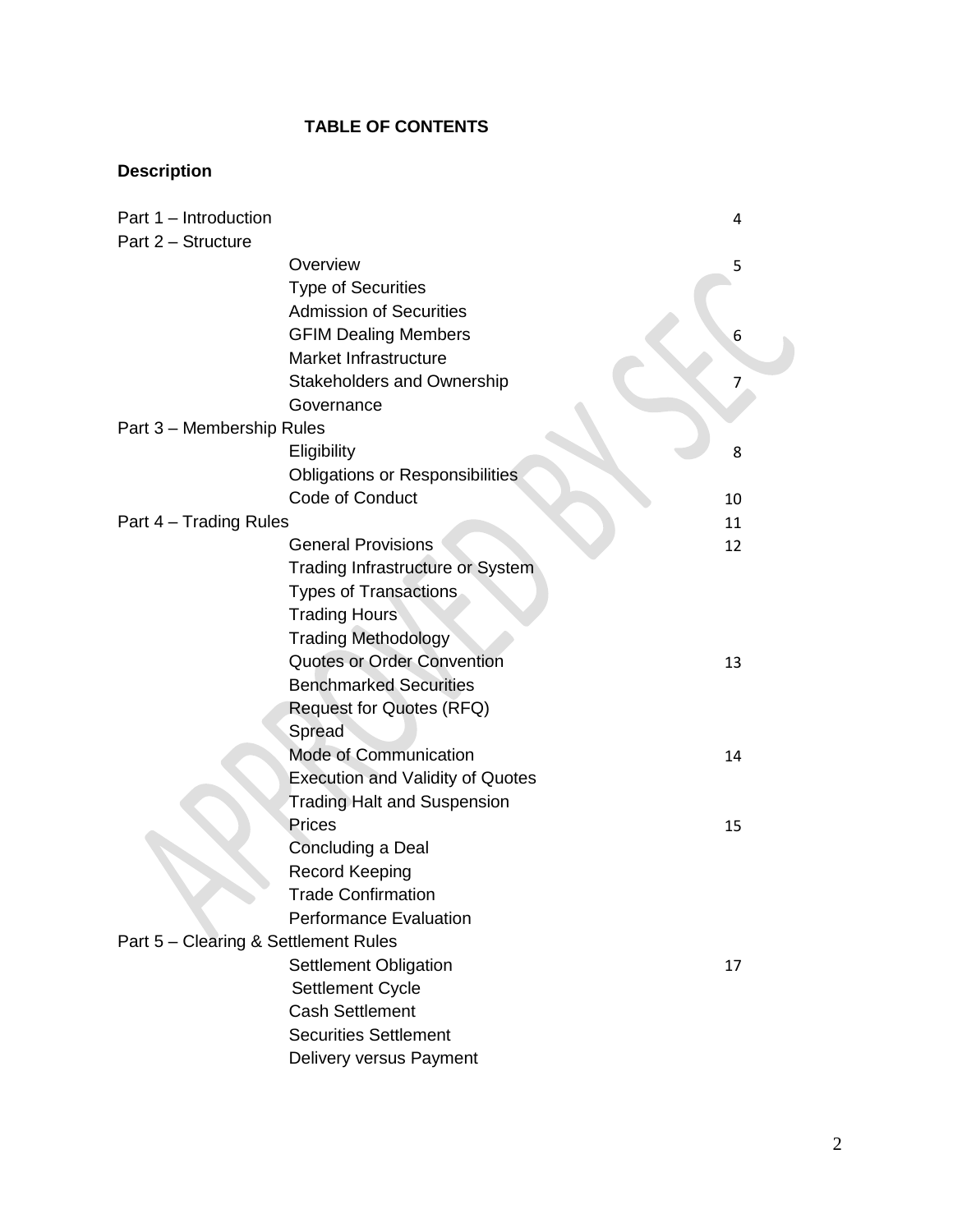# TABLE OF CONTENTS

**Description**

| | | |
|---|---|---|
| Part 1 – Introduction | | 4 |
| Part 2 – Structure | | |
| | Overview | 5 |
| | Type of Securities | |
| | Admission of Securities | |
| | GFIM Dealing Members | 6 |
| | Market Infrastructure | |
| | Stakeholders and Ownership | 7 |
| | Governance | |
| Part 3 – Membership Rules | | |
| | Eligibility | 8 |
| | Obligations or Responsibilities | |
| | Code of Conduct | 10 |
| Part 4 – Trading Rules | | 11 |
| | General Provisions | 12 |
| | Trading Infrastructure or System | |
| | Types of Transactions | |
| | Trading Hours | |
| | Trading Methodology | |
| | Quotes or Order Convention | 13 |
| | Benchmarked Securities | |
| | Request for Quotes (RFQ) | |
| | Spread | |
| | Mode of Communication | 14 |
| | Execution and Validity of Quotes | |
| | Trading Halt and Suspension | |
| | Prices | 15 |
| | Concluding a Deal | |
| | Record Keeping | |
| | Trade Confirmation | |
| | Performance Evaluation | |
| Part 5 – Clearing & Settlement Rules | | |
| | Settlement Obligation | 17 |
| | Settlement Cycle | |
| | Cash Settlement | |
| | Securities Settlement | |
| | Delivery versus Payment | |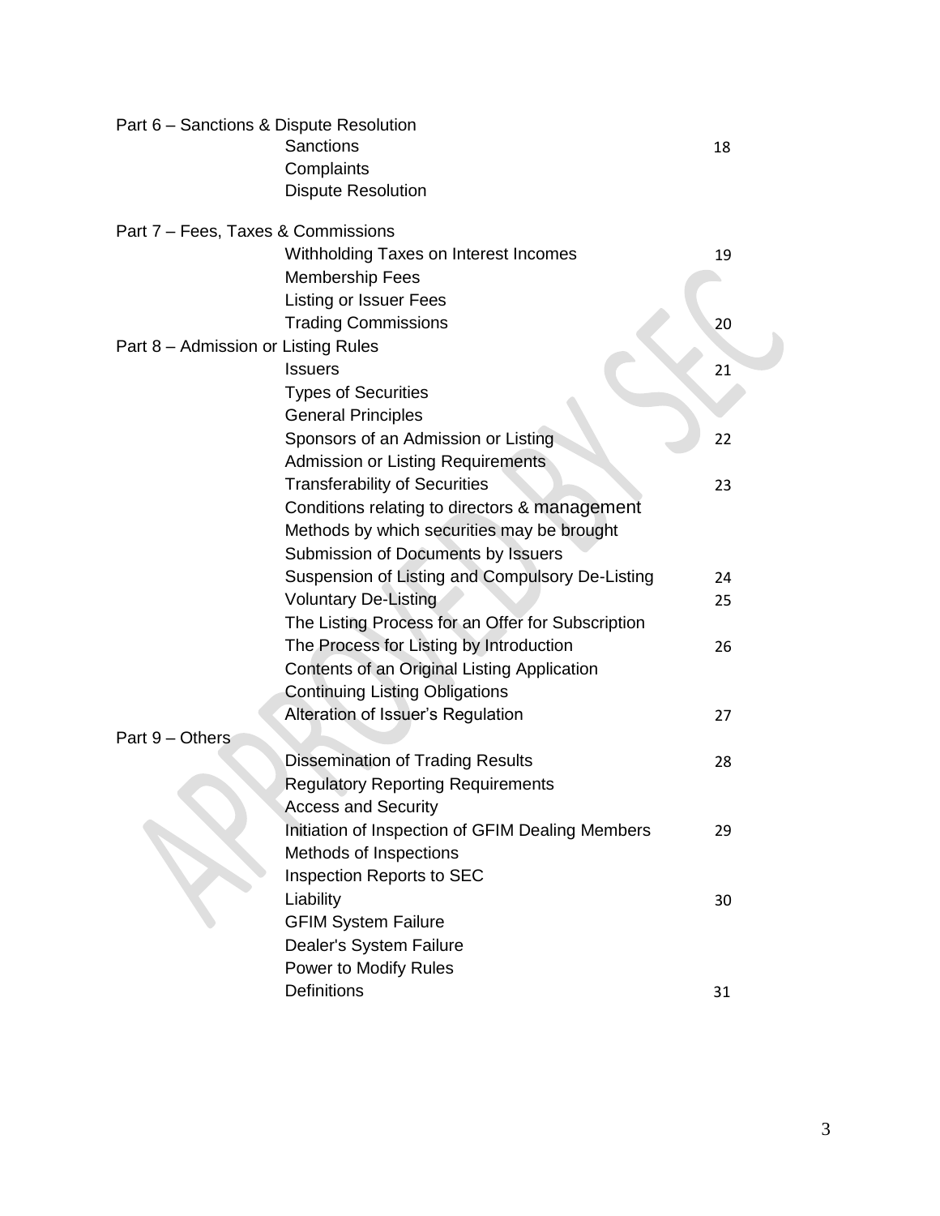| | | |
|---|---|---|
| Part 6 – Sanctions & Dispute Resolution | | |
| | Sanctions | 18 |
| | Complaints | |
| | Dispute Resolution | |
| Part 7 – Fees, Taxes & Commissions | | |
| | Withholding Taxes on Interest Incomes | 19 |
| | Membership Fees | |
| | Listing or Issuer Fees | |
| | Trading Commissions | 20 |
| Part 8 – Admission or Listing Rules | | |
| | Issuers | 21 |
| | Types of Securities | |
| | General Principles | |
| | Sponsors of an Admission or Listing | 22 |
| | Admission or Listing Requirements | |
| | Transferability of Securities | 23 |
| | Conditions relating to directors & management | |
| | Methods by which securities may be brought | |
| | Submission of Documents by Issuers | |
| | Suspension of Listing and Compulsory De-Listing | 24 |
| | Voluntary De-Listing | 25 |
| | The Listing Process for an Offer for Subscription | |
| | The Process for Listing by Introduction | 26 |
| | Contents of an Original Listing Application | |
| | Continuing Listing Obligations | |
| | Alteration of Issuer's Regulation | 27 |
| Part 9 – Others | | |
| | Dissemination of Trading Results | 28 |
| | Regulatory Reporting Requirements | |
| | Access and Security | |
| | Initiation of Inspection of GFIM Dealing Members | 29 |
| | Methods of Inspections | |
| | Inspection Reports to SEC | |
| | Liability | 30 |
| | GFIM System Failure | |
| | Dealer's System Failure | |
| | Power to Modify Rules | |
| | Definitions | 31 |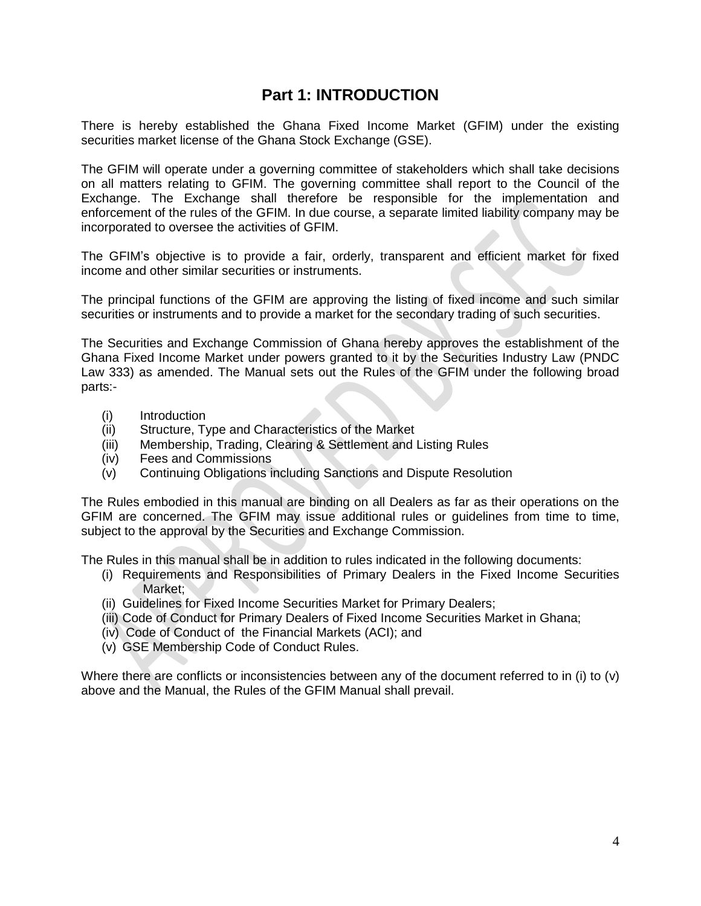## Part 1: INTRODUCTION

There is hereby established the Ghana Fixed Income Market (GFIM) under the existing securities market license of the Ghana Stock Exchange (GSE).

The GFIM will operate under a governing committee of stakeholders which shall take decisions on all matters relating to GFIM. The governing committee shall report to the Council of the Exchange. The Exchange shall therefore be responsible for the implementation and enforcement of the rules of the GFIM. In due course, a separate limited liability company may be incorporated to oversee the activities of GFIM.

The GFIM's objective is to provide a fair, orderly, transparent and efficient market for fixed income and other similar securities or instruments.

The principal functions of the GFIM are approving the listing of fixed income and such similar securities or instruments and to provide a market for the secondary trading of such securities.

The Securities and Exchange Commission of Ghana hereby approves the establishment of the Ghana Fixed Income Market under powers granted to it by the Securities Industry Law (PNDC Law 333) as amended. The Manual sets out the Rules of the GFIM under the following broad parts:-

(i) Introduction
(ii) Structure, Type and Characteristics of the Market
(iii) Membership, Trading, Clearing & Settlement and Listing Rules
(iv) Fees and Commissions
(v) Continuing Obligations including Sanctions and Dispute Resolution

The Rules embodied in this manual are binding on all Dealers as far as their operations on the GFIM are concerned. The GFIM may issue additional rules or guidelines from time to time, subject to the approval by the Securities and Exchange Commission.

The Rules in this manual shall be in addition to rules indicated in the following documents:

(i) Requirements and Responsibilities of Primary Dealers in the Fixed Income Securities Market;
(ii) Guidelines for Fixed Income Securities Market for Primary Dealers;
(iii) Code of Conduct for Primary Dealers of Fixed Income Securities Market in Ghana;
(iv) Code of Conduct of the Financial Markets (ACI); and
(v) GSE Membership Code of Conduct Rules.

Where there are conflicts or inconsistencies between any of the document referred to in (i) to (v) above and the Manual, the Rules of the GFIM Manual shall prevail.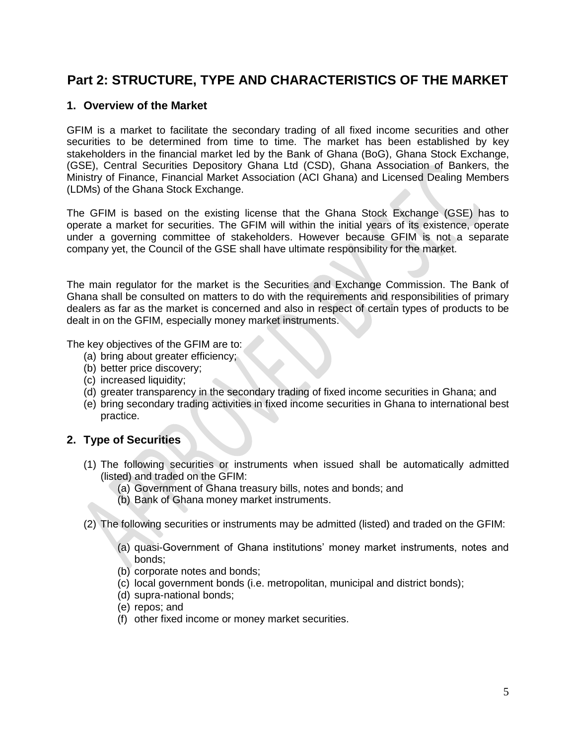# Part 2: STRUCTURE, TYPE AND CHARACTERISTICS OF THE MARKET

## 1. Overview of the Market

GFIM is a market to facilitate the secondary trading of all fixed income securities and other securities to be determined from time to time. The market has been established by key stakeholders in the financial market led by the Bank of Ghana (BoG), Ghana Stock Exchange, (GSE), Central Securities Depository Ghana Ltd (CSD), Ghana Association of Bankers, the Ministry of Finance, Financial Market Association (ACI Ghana) and Licensed Dealing Members (LDMs) of the Ghana Stock Exchange.

The GFIM is based on the existing license that the Ghana Stock Exchange (GSE) has to operate a market for securities. The GFIM will within the initial years of its existence, operate under a governing committee of stakeholders. However because GFIM is not a separate company yet, the Council of the GSE shall have ultimate responsibility for the market.

The main regulator for the market is the Securities and Exchange Commission. The Bank of Ghana shall be consulted on matters to do with the requirements and responsibilities of primary dealers as far as the market is concerned and also in respect of certain types of products to be dealt in on the GFIM, especially money market instruments.

The key objectives of the GFIM are to:

(a) bring about greater efficiency;
(b) better price discovery;
(c) increased liquidity;
(d) greater transparency in the secondary trading of fixed income securities in Ghana; and
(e) bring secondary trading activities in fixed income securities in Ghana to international best practice.

## 2. Type of Securities

(1) The following securities or instruments when issued shall be automatically admitted (listed) and traded on the GFIM:

  (a) Government of Ghana treasury bills, notes and bonds; and
  (b) Bank of Ghana money market instruments.

(2) The following securities or instruments may be admitted (listed) and traded on the GFIM:

  (a) quasi-Government of Ghana institutions' money market instruments, notes and bonds;
  (b) corporate notes and bonds;
  (c) local government bonds (i.e. metropolitan, municipal and district bonds);
  (d) supra-national bonds;
  (e) repos; and
  (f) other fixed income or money market securities.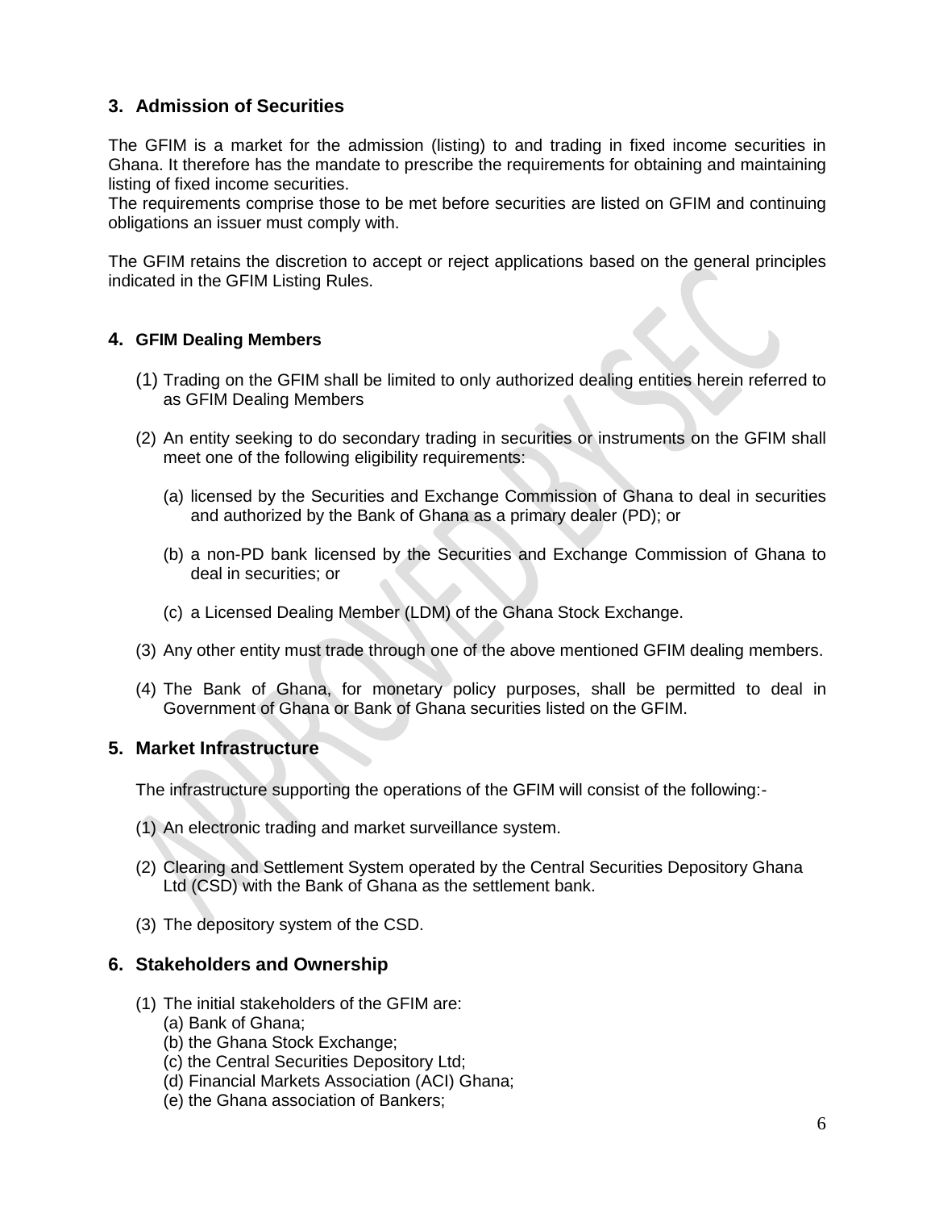## 3. Admission of Securities

The GFIM is a market for the admission (listing) to and trading in fixed income securities in Ghana. It therefore has the mandate to prescribe the requirements for obtaining and maintaining listing of fixed income securities.
The requirements comprise those to be met before securities are listed on GFIM and continuing obligations an issuer must comply with.

The GFIM retains the discretion to accept or reject applications based on the general principles indicated in the GFIM Listing Rules.

## 4. GFIM Dealing Members

(1) Trading on the GFIM shall be limited to only authorized dealing entities herein referred to as GFIM Dealing Members

(2) An entity seeking to do secondary trading in securities or instruments on the GFIM shall meet one of the following eligibility requirements:

(a) licensed by the Securities and Exchange Commission of Ghana to deal in securities and authorized by the Bank of Ghana as a primary dealer (PD); or

(b) a non-PD bank licensed by the Securities and Exchange Commission of Ghana to deal in securities; or

(c) a Licensed Dealing Member (LDM) of the Ghana Stock Exchange.

(3) Any other entity must trade through one of the above mentioned GFIM dealing members.

(4) The Bank of Ghana, for monetary policy purposes, shall be permitted to deal in Government of Ghana or Bank of Ghana securities listed on the GFIM.

## 5. Market Infrastructure

The infrastructure supporting the operations of the GFIM will consist of the following:-

(1) An electronic trading and market surveillance system.

(2) Clearing and Settlement System operated by the Central Securities Depository Ghana Ltd (CSD) with the Bank of Ghana as the settlement bank.

(3) The depository system of the CSD.

## 6. Stakeholders and Ownership

(1) The initial stakeholders of the GFIM are:
(a) Bank of Ghana;
(b) the Ghana Stock Exchange;
(c) the Central Securities Depository Ltd;
(d) Financial Markets Association (ACI) Ghana;
(e) the Ghana association of Bankers;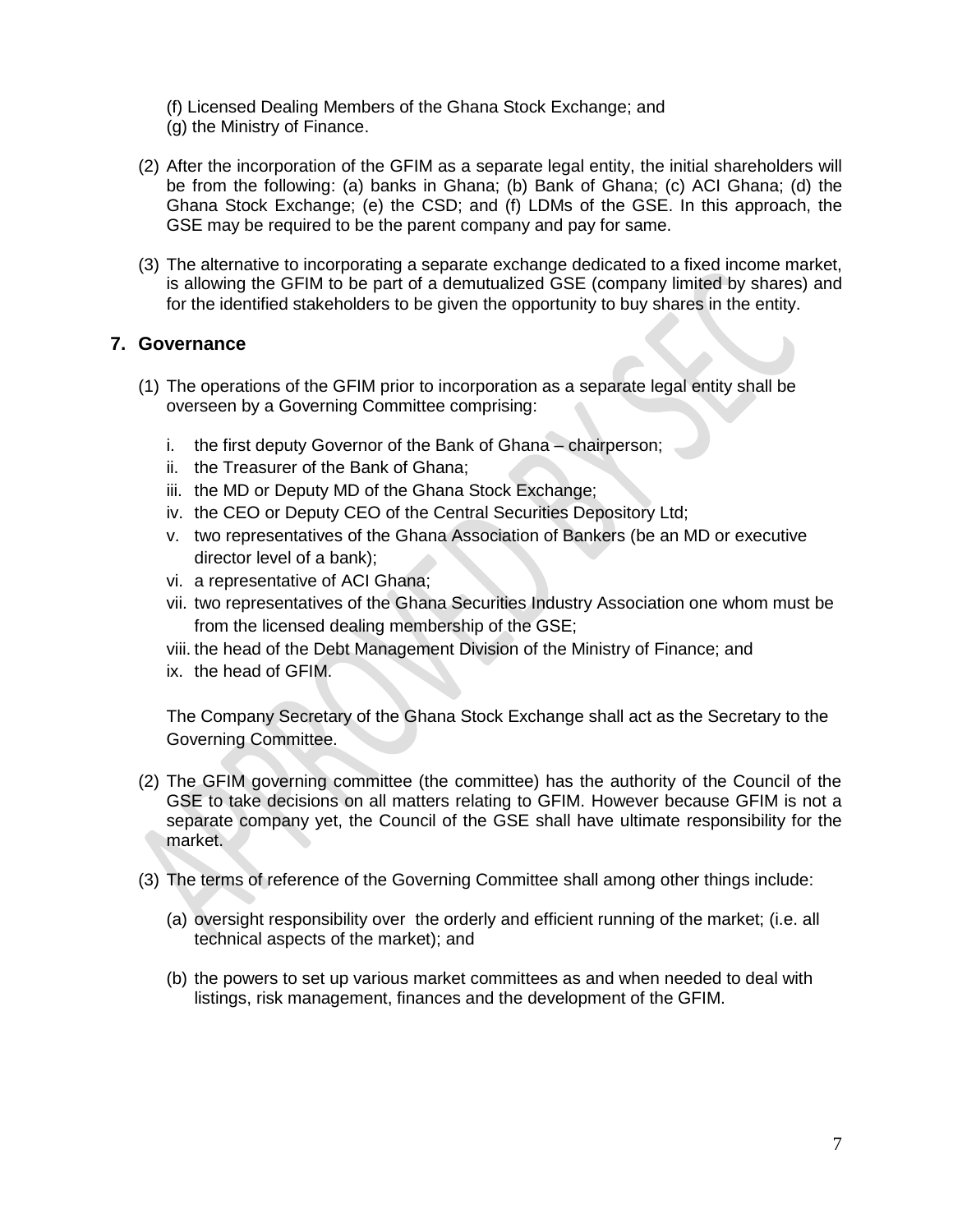(f) Licensed Dealing Members of the Ghana Stock Exchange; and
(g) the Ministry of Finance.

(2) After the incorporation of the GFIM as a separate legal entity, the initial shareholders will be from the following: (a) banks in Ghana; (b) Bank of Ghana; (c) ACI Ghana; (d) the Ghana Stock Exchange; (e) the CSD; and (f) LDMs of the GSE. In this approach, the GSE may be required to be the parent company and pay for same.

(3) The alternative to incorporating a separate exchange dedicated to a fixed income market, is allowing the GFIM to be part of a demutualized GSE (company limited by shares) and for the identified stakeholders to be given the opportunity to buy shares in the entity.

## 7. Governance

(1) The operations of the GFIM prior to incorporation as a separate legal entity shall be overseen by a Governing Committee comprising:

i. the first deputy Governor of the Bank of Ghana – chairperson;
ii. the Treasurer of the Bank of Ghana;
iii. the MD or Deputy MD of the Ghana Stock Exchange;
iv. the CEO or Deputy CEO of the Central Securities Depository Ltd;
v. two representatives of the Ghana Association of Bankers (be an MD or executive director level of a bank);
vi. a representative of ACI Ghana;
vii. two representatives of the Ghana Securities Industry Association one whom must be from the licensed dealing membership of the GSE;
viii. the head of the Debt Management Division of the Ministry of Finance; and
ix. the head of GFIM.

The Company Secretary of the Ghana Stock Exchange shall act as the Secretary to the Governing Committee.

(2) The GFIM governing committee (the committee) has the authority of the Council of the GSE to take decisions on all matters relating to GFIM. However because GFIM is not a separate company yet, the Council of the GSE shall have ultimate responsibility for the market.

(3) The terms of reference of the Governing Committee shall among other things include:

(a) oversight responsibility over the orderly and efficient running of the market; (i.e. all technical aspects of the market); and

(b) the powers to set up various market committees as and when needed to deal with listings, risk management, finances and the development of the GFIM.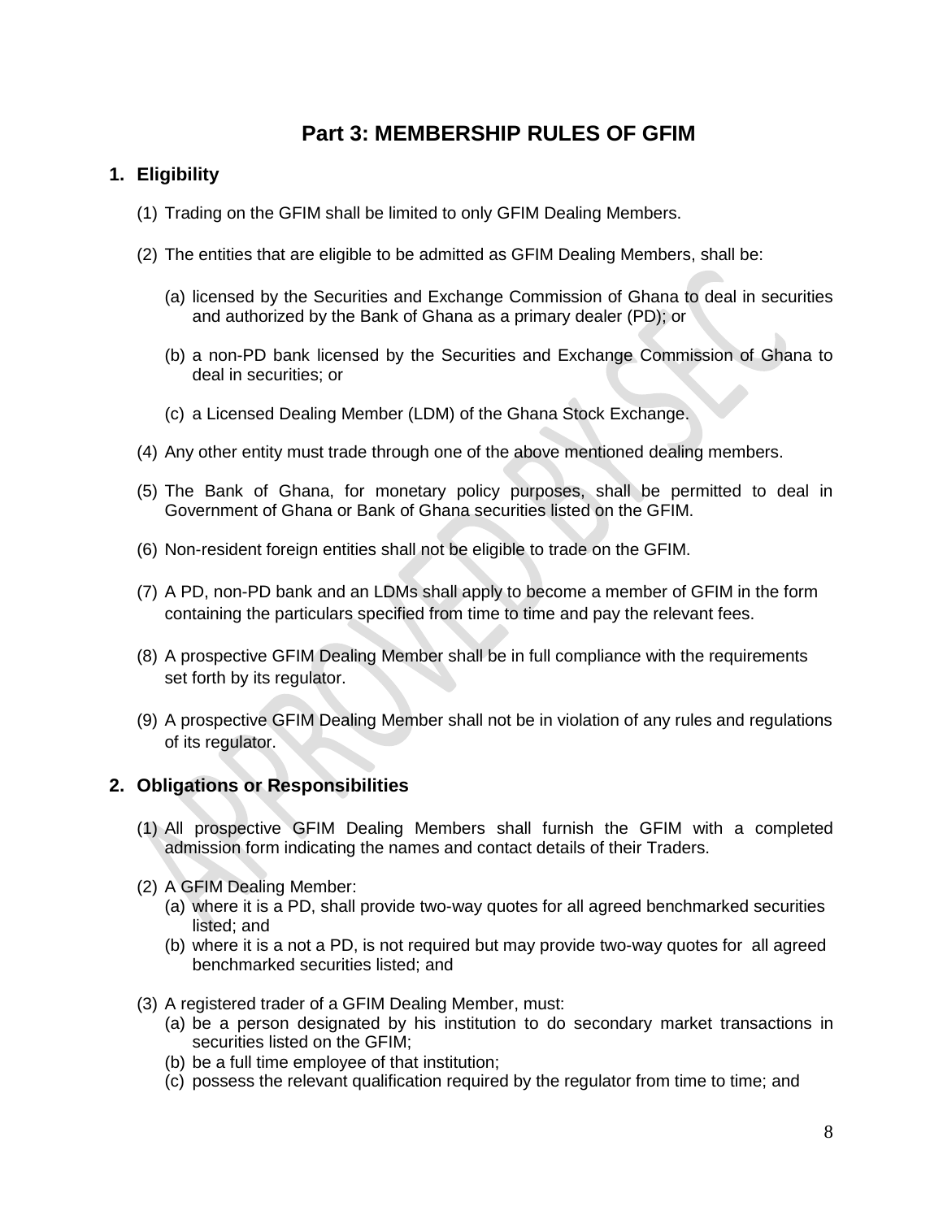# Part 3: MEMBERSHIP RULES OF GFIM

## 1. Eligibility

(1) Trading on the GFIM shall be limited to only GFIM Dealing Members.

(2) The entities that are eligible to be admitted as GFIM Dealing Members, shall be:

(a) licensed by the Securities and Exchange Commission of Ghana to deal in securities and authorized by the Bank of Ghana as a primary dealer (PD); or

(b) a non-PD bank licensed by the Securities and Exchange Commission of Ghana to deal in securities; or

(c) a Licensed Dealing Member (LDM) of the Ghana Stock Exchange.

(4) Any other entity must trade through one of the above mentioned dealing members.

(5) The Bank of Ghana, for monetary policy purposes, shall be permitted to deal in Government of Ghana or Bank of Ghana securities listed on the GFIM.

(6) Non-resident foreign entities shall not be eligible to trade on the GFIM.

(7) A PD, non-PD bank and an LDMs shall apply to become a member of GFIM in the form containing the particulars specified from time to time and pay the relevant fees.

(8) A prospective GFIM Dealing Member shall be in full compliance with the requirements set forth by its regulator.

(9) A prospective GFIM Dealing Member shall not be in violation of any rules and regulations of its regulator.

## 2. Obligations or Responsibilities

(1) All prospective GFIM Dealing Members shall furnish the GFIM with a completed admission form indicating the names and contact details of their Traders.

(2) A GFIM Dealing Member:

(a) where it is a PD, shall provide two-way quotes for all agreed benchmarked securities listed; and

(b) where it is a not a PD, is not required but may provide two-way quotes for all agreed benchmarked securities listed; and

(3) A registered trader of a GFIM Dealing Member, must:

(a) be a person designated by his institution to do secondary market transactions in securities listed on the GFIM;

(b) be a full time employee of that institution;

(c) possess the relevant qualification required by the regulator from time to time; and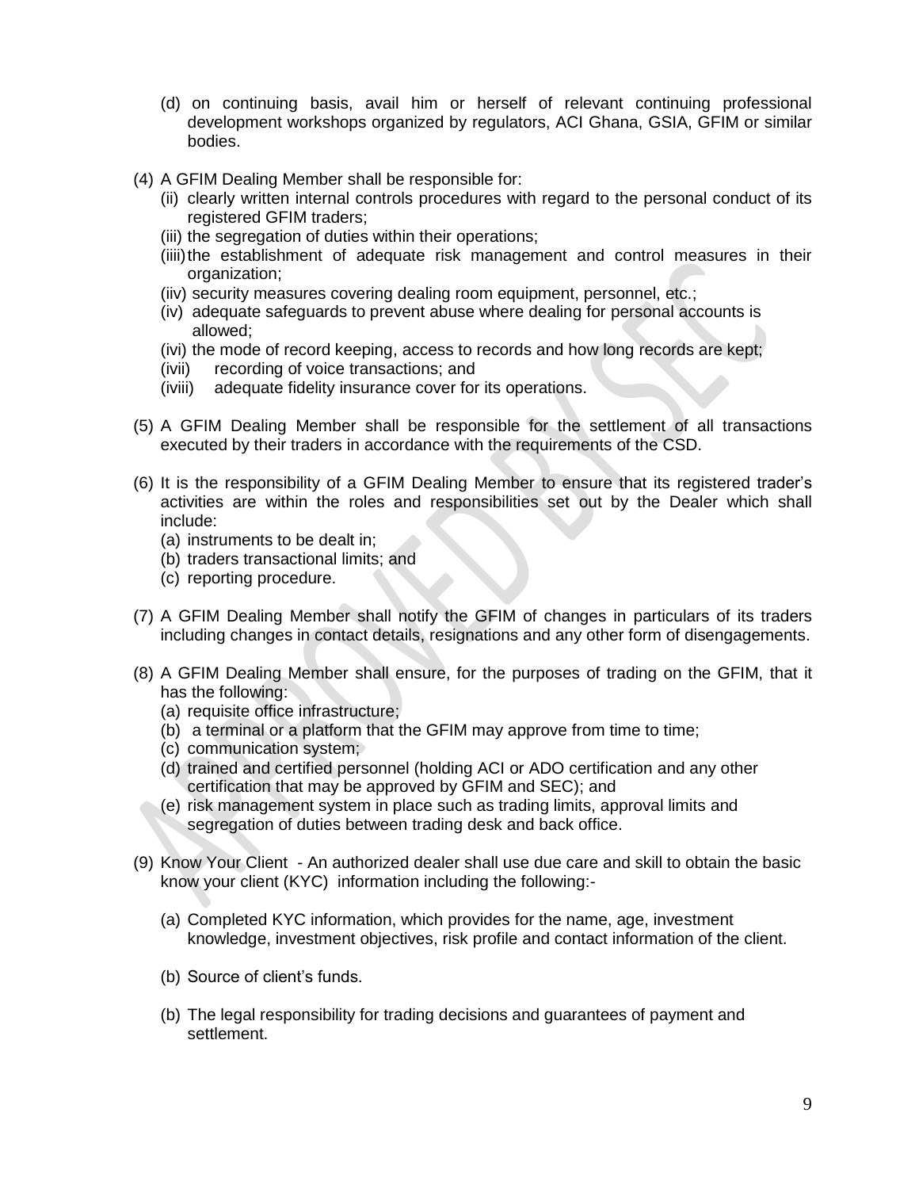(d) on continuing basis, avail him or herself of relevant continuing professional development workshops organized by regulators, ACI Ghana, GSIA, GFIM or similar bodies.

(4) A GFIM Dealing Member shall be responsible for:

(ii) clearly written internal controls procedures with regard to the personal conduct of its registered GFIM traders;

(iii) the segregation of duties within their operations;

(iiii) the establishment of adequate risk management and control measures in their organization;

(iiv) security measures covering dealing room equipment, personnel, etc.;

(iv) adequate safeguards to prevent abuse where dealing for personal accounts is allowed;

(ivi) the mode of record keeping, access to records and how long records are kept;

(ivii) recording of voice transactions; and

(iviii) adequate fidelity insurance cover for its operations.

(5) A GFIM Dealing Member shall be responsible for the settlement of all transactions executed by their traders in accordance with the requirements of the CSD.

(6) It is the responsibility of a GFIM Dealing Member to ensure that its registered trader's activities are within the roles and responsibilities set out by the Dealer which shall include:

(a) instruments to be dealt in;

(b) traders transactional limits; and

(c) reporting procedure.

(7) A GFIM Dealing Member shall notify the GFIM of changes in particulars of its traders including changes in contact details, resignations and any other form of disengagements.

(8) A GFIM Dealing Member shall ensure, for the purposes of trading on the GFIM, that it has the following:

(a) requisite office infrastructure;

(b) a terminal or a platform that the GFIM may approve from time to time;

(c) communication system;

(d) trained and certified personnel (holding ACI or ADO certification and any other certification that may be approved by GFIM and SEC); and

(e) risk management system in place such as trading limits, approval limits and segregation of duties between trading desk and back office.

(9) Know Your Client - An authorized dealer shall use due care and skill to obtain the basic know your client (KYC) information including the following:-

(a) Completed KYC information, which provides for the name, age, investment knowledge, investment objectives, risk profile and contact information of the client.

(b) Source of client's funds.

(b) The legal responsibility for trading decisions and guarantees of payment and settlement.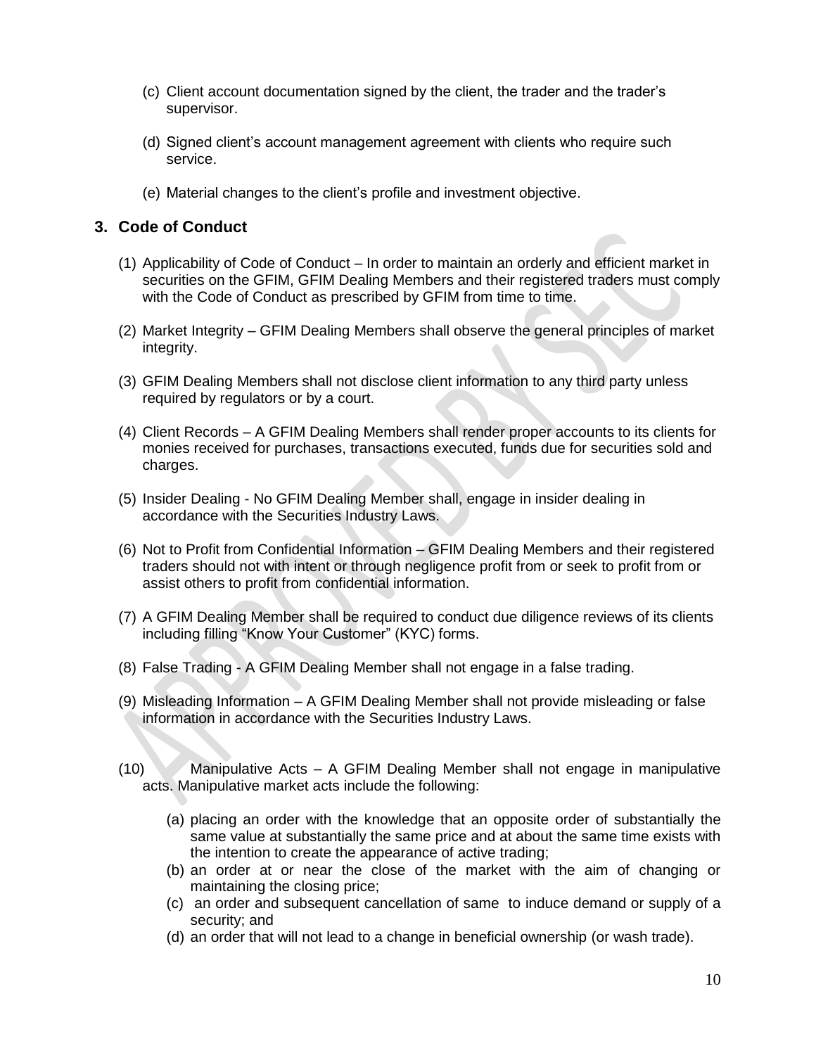(c) Client account documentation signed by the client, the trader and the trader's supervisor.

(d) Signed client's account management agreement with clients who require such service.

(e) Material changes to the client's profile and investment objective.

## 3. Code of Conduct

(1) Applicability of Code of Conduct – In order to maintain an orderly and efficient market in securities on the GFIM, GFIM Dealing Members and their registered traders must comply with the Code of Conduct as prescribed by GFIM from time to time.

(2) Market Integrity – GFIM Dealing Members shall observe the general principles of market integrity.

(3) GFIM Dealing Members shall not disclose client information to any third party unless required by regulators or by a court.

(4) Client Records – A GFIM Dealing Members shall render proper accounts to its clients for monies received for purchases, transactions executed, funds due for securities sold and charges.

(5) Insider Dealing - No GFIM Dealing Member shall, engage in insider dealing in accordance with the Securities Industry Laws.

(6) Not to Profit from Confidential Information – GFIM Dealing Members and their registered traders should not with intent or through negligence profit from or seek to profit from or assist others to profit from confidential information.

(7) A GFIM Dealing Member shall be required to conduct due diligence reviews of its clients including filling "Know Your Customer" (KYC) forms.

(8) False Trading - A GFIM Dealing Member shall not engage in a false trading.

(9) Misleading Information – A GFIM Dealing Member shall not provide misleading or false information in accordance with the Securities Industry Laws.

(10) Manipulative Acts – A GFIM Dealing Member shall not engage in manipulative acts. Manipulative market acts include the following:

(a) placing an order with the knowledge that an opposite order of substantially the same value at substantially the same price and at about the same time exists with the intention to create the appearance of active trading;
(b) an order at or near the close of the market with the aim of changing or maintaining the closing price;
(c) an order and subsequent cancellation of same to induce demand or supply of a security; and
(d) an order that will not lead to a change in beneficial ownership (or wash trade).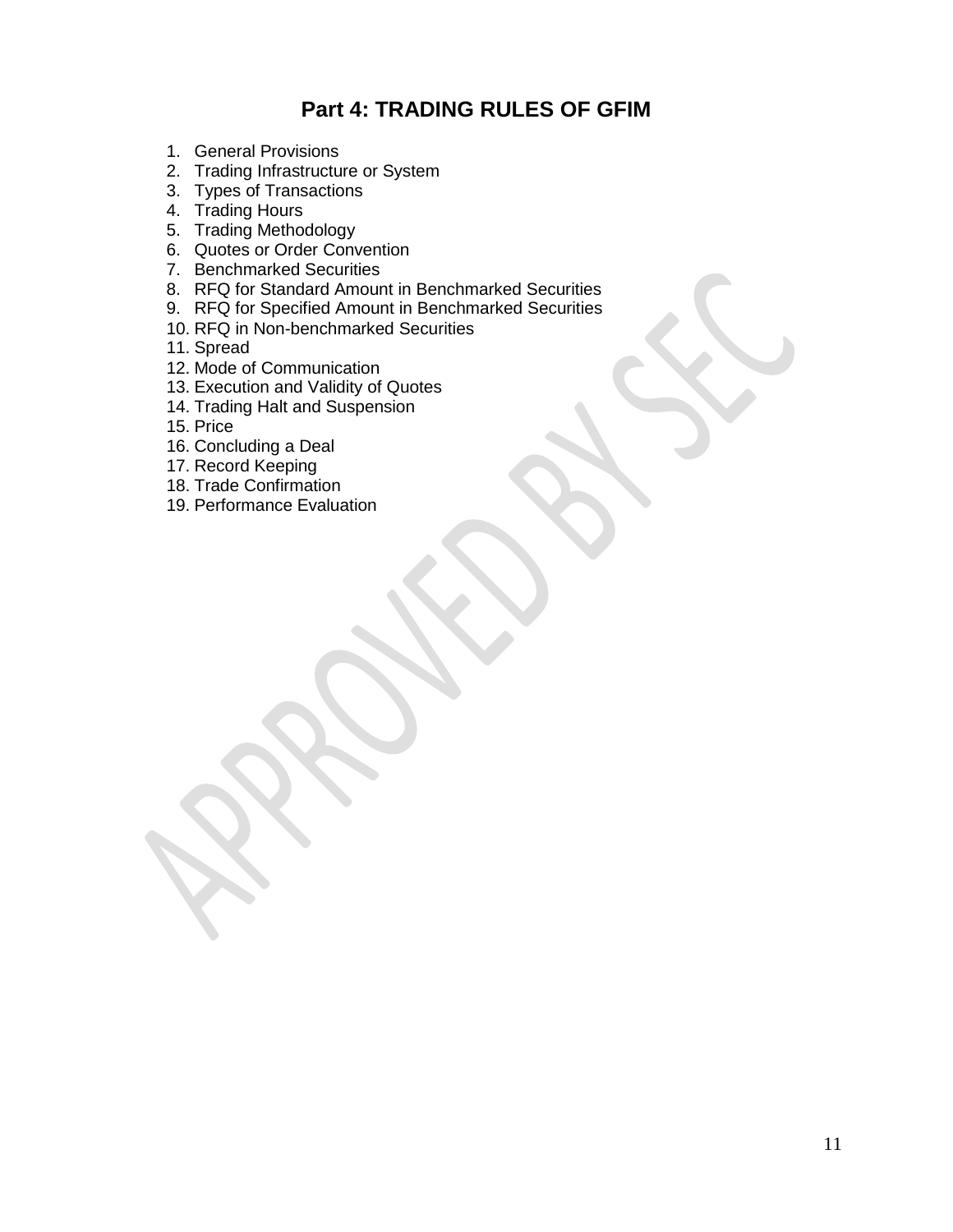# Part 4: TRADING RULES OF GFIM

1. General Provisions
2. Trading Infrastructure or System
3. Types of Transactions
4. Trading Hours
5. Trading Methodology
6. Quotes or Order Convention
7. Benchmarked Securities
8. RFQ for Standard Amount in Benchmarked Securities
9. RFQ for Specified Amount in Benchmarked Securities
10. RFQ in Non-benchmarked Securities
11. Spread
12. Mode of Communication
13. Execution and Validity of Quotes
14. Trading Halt and Suspension
15. Price
16. Concluding a Deal
17. Record Keeping
18. Trade Confirmation
19. Performance Evaluation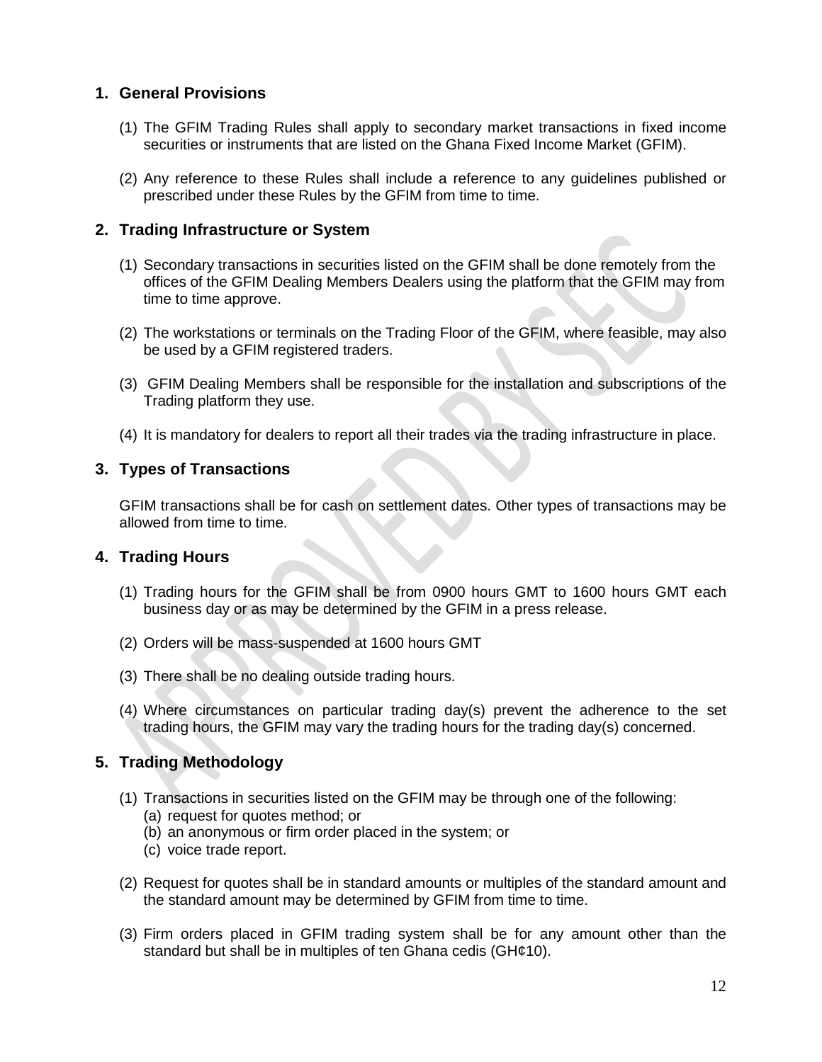## 1. General Provisions

(1) The GFIM Trading Rules shall apply to secondary market transactions in fixed income securities or instruments that are listed on the Ghana Fixed Income Market (GFIM).

(2) Any reference to these Rules shall include a reference to any guidelines published or prescribed under these Rules by the GFIM from time to time.

## 2. Trading Infrastructure or System

(1) Secondary transactions in securities listed on the GFIM shall be done remotely from the offices of the GFIM Dealing Members Dealers using the platform that the GFIM may from time to time approve.

(2) The workstations or terminals on the Trading Floor of the GFIM, where feasible, may also be used by a GFIM registered traders.

(3) GFIM Dealing Members shall be responsible for the installation and subscriptions of the Trading platform they use.

(4) It is mandatory for dealers to report all their trades via the trading infrastructure in place.

## 3. Types of Transactions

GFIM transactions shall be for cash on settlement dates. Other types of transactions may be allowed from time to time.

## 4. Trading Hours

(1) Trading hours for the GFIM shall be from 0900 hours GMT to 1600 hours GMT each business day or as may be determined by the GFIM in a press release.

(2) Orders will be mass-suspended at 1600 hours GMT

(3) There shall be no dealing outside trading hours.

(4) Where circumstances on particular trading day(s) prevent the adherence to the set trading hours, the GFIM may vary the trading hours for the trading day(s) concerned.

## 5. Trading Methodology

(1) Transactions in securities listed on the GFIM may be through one of the following:
   (a) request for quotes method; or
   (b) an anonymous or firm order placed in the system; or
   (c) voice trade report.

(2) Request for quotes shall be in standard amounts or multiples of the standard amount and the standard amount may be determined by GFIM from time to time.

(3) Firm orders placed in GFIM trading system shall be for any amount other than the standard but shall be in multiples of ten Ghana cedis (GH¢10).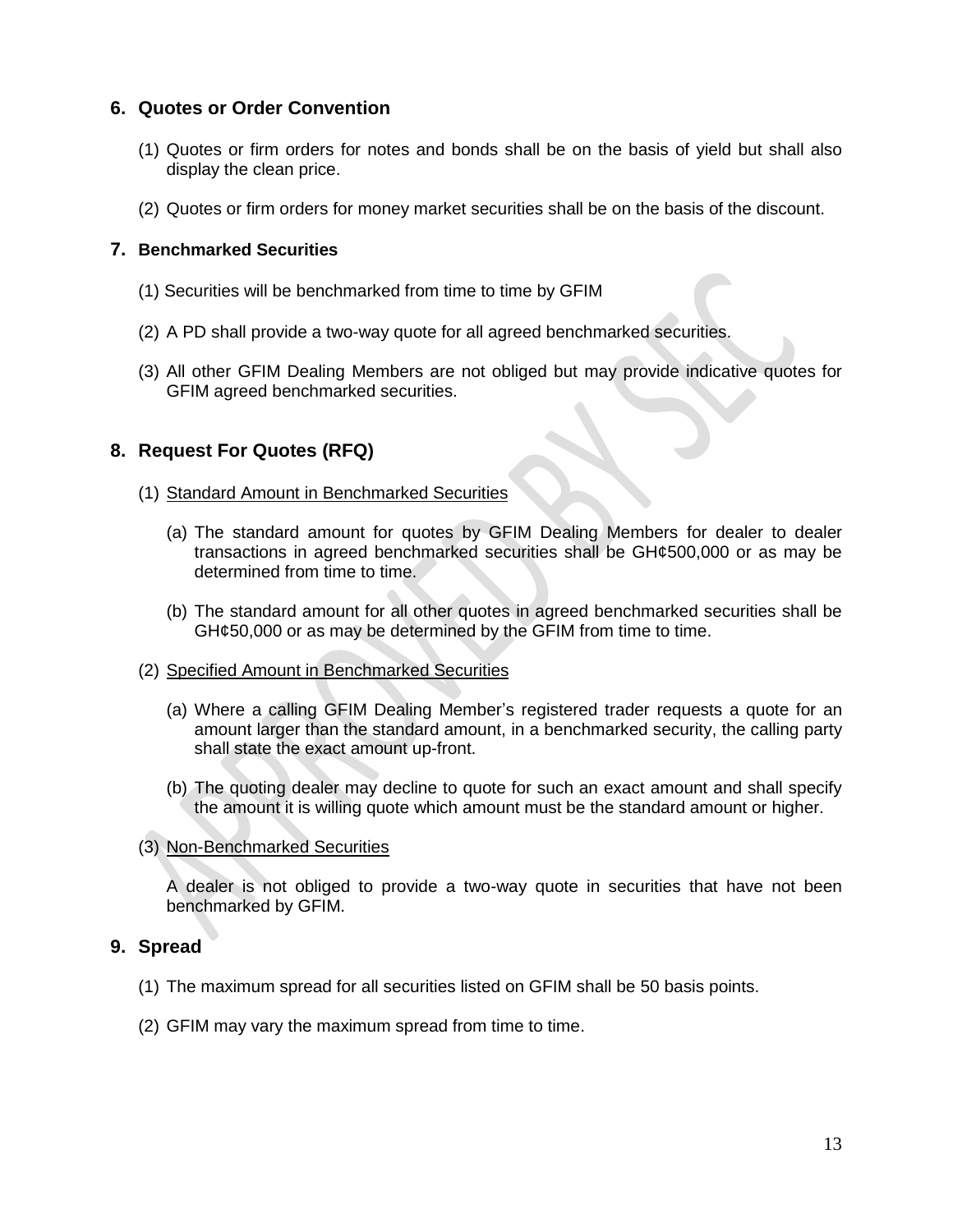## 6. Quotes or Order Convention

(1) Quotes or firm orders for notes and bonds shall be on the basis of yield but shall also display the clean price.

(2) Quotes or firm orders for money market securities shall be on the basis of the discount.

## 7. Benchmarked Securities

(1) Securities will be benchmarked from time to time by GFIM

(2) A PD shall provide a two-way quote for all agreed benchmarked securities.

(3) All other GFIM Dealing Members are not obliged but may provide indicative quotes for GFIM agreed benchmarked securities.

## 8. Request For Quotes (RFQ)

(1) Standard Amount in Benchmarked Securities

(a) The standard amount for quotes by GFIM Dealing Members for dealer to dealer transactions in agreed benchmarked securities shall be GH¢500,000 or as may be determined from time to time.

(b) The standard amount for all other quotes in agreed benchmarked securities shall be GH¢50,000 or as may be determined by the GFIM from time to time.

(2) Specified Amount in Benchmarked Securities

(a) Where a calling GFIM Dealing Member's registered trader requests a quote for an amount larger than the standard amount, in a benchmarked security, the calling party shall state the exact amount up-front.

(b) The quoting dealer may decline to quote for such an exact amount and shall specify the amount it is willing quote which amount must be the standard amount or higher.

(3) Non-Benchmarked Securities

A dealer is not obliged to provide a two-way quote in securities that have not been benchmarked by GFIM.

## 9. Spread

(1) The maximum spread for all securities listed on GFIM shall be 50 basis points.

(2) GFIM may vary the maximum spread from time to time.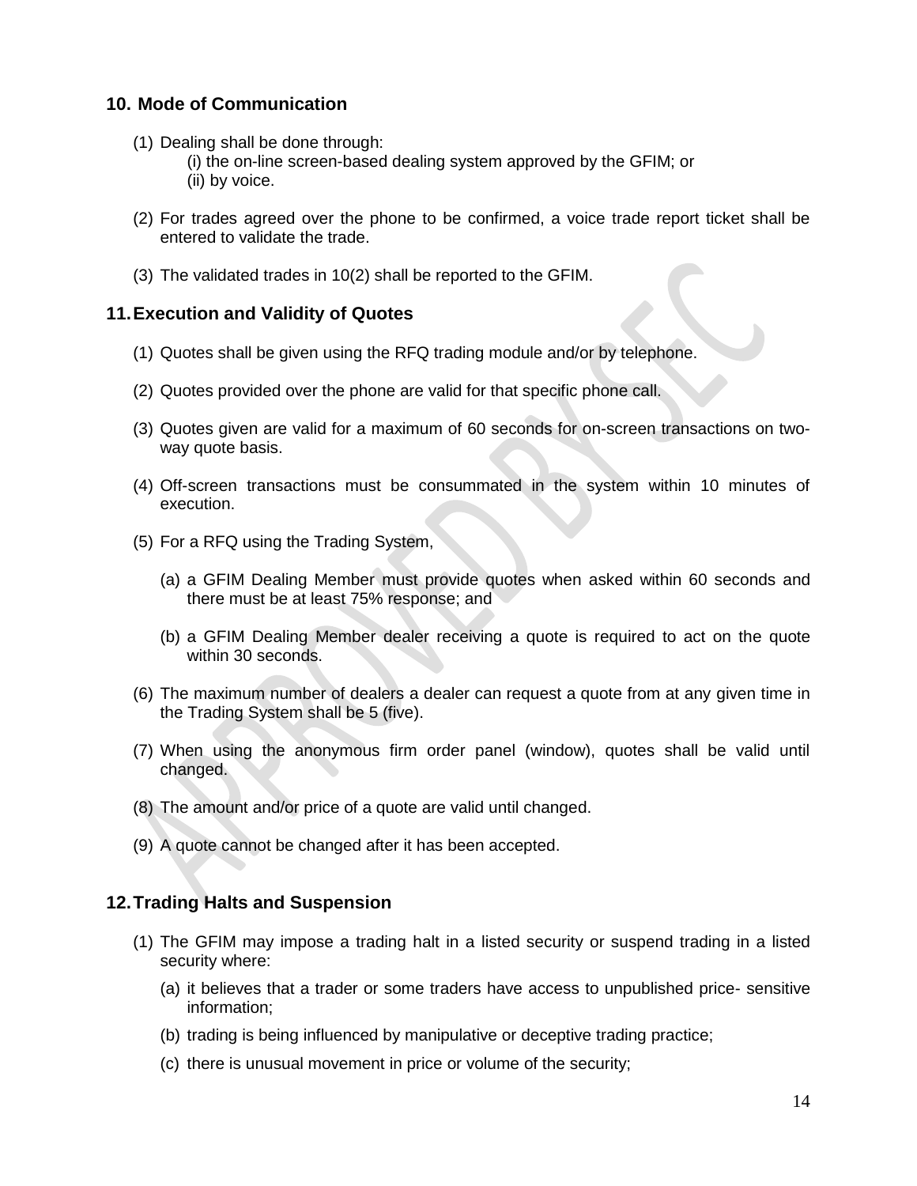## 10. Mode of Communication

(1) Dealing shall be done through:
  (i) the on-line screen-based dealing system approved by the GFIM; or
  (ii) by voice.

(2) For trades agreed over the phone to be confirmed, a voice trade report ticket shall be entered to validate the trade.

(3) The validated trades in 10(2) shall be reported to the GFIM.

## 11. Execution and Validity of Quotes

(1) Quotes shall be given using the RFQ trading module and/or by telephone.

(2) Quotes provided over the phone are valid for that specific phone call.

(3) Quotes given are valid for a maximum of 60 seconds for on-screen transactions on two-way quote basis.

(4) Off-screen transactions must be consummated in the system within 10 minutes of execution.

(5) For a RFQ using the Trading System,

  (a) a GFIM Dealing Member must provide quotes when asked within 60 seconds and there must be at least 75% response; and

  (b) a GFIM Dealing Member dealer receiving a quote is required to act on the quote within 30 seconds.

(6) The maximum number of dealers a dealer can request a quote from at any given time in the Trading System shall be 5 (five).

(7) When using the anonymous firm order panel (window), quotes shall be valid until changed.

(8) The amount and/or price of a quote are valid until changed.

(9) A quote cannot be changed after it has been accepted.

## 12. Trading Halts and Suspension

(1) The GFIM may impose a trading halt in a listed security or suspend trading in a listed security where:

  (a) it believes that a trader or some traders have access to unpublished price- sensitive information;

  (b) trading is being influenced by manipulative or deceptive trading practice;

  (c) there is unusual movement in price or volume of the security;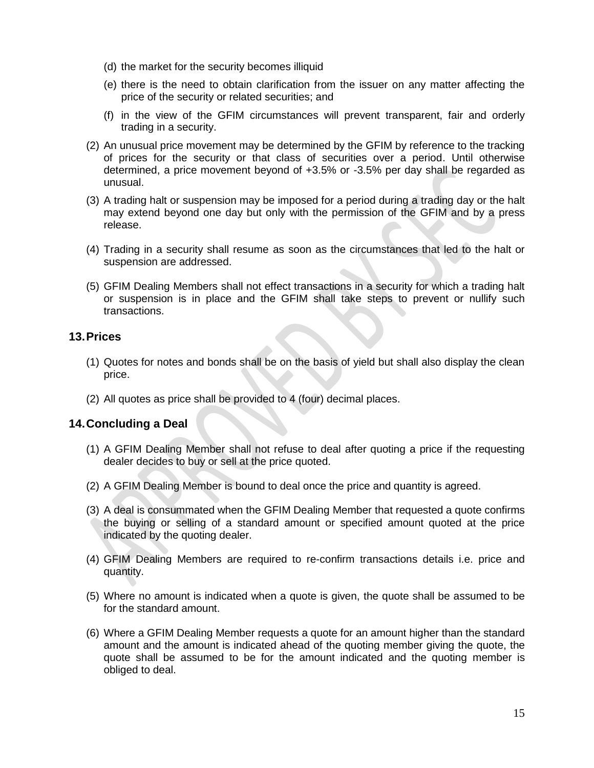(d) the market for the security becomes illiquid

(e) there is the need to obtain clarification from the issuer on any matter affecting the price of the security or related securities; and

(f) in the view of the GFIM circumstances will prevent transparent, fair and orderly trading in a security.

(2) An unusual price movement may be determined by the GFIM by reference to the tracking of prices for the security or that class of securities over a period. Until otherwise determined, a price movement beyond of +3.5% or -3.5% per day shall be regarded as unusual.

(3) A trading halt or suspension may be imposed for a period during a trading day or the halt may extend beyond one day but only with the permission of the GFIM and by a press release.

(4) Trading in a security shall resume as soon as the circumstances that led to the halt or suspension are addressed.

(5) GFIM Dealing Members shall not effect transactions in a security for which a trading halt or suspension is in place and the GFIM shall take steps to prevent or nullify such transactions.

## 13. Prices

(1) Quotes for notes and bonds shall be on the basis of yield but shall also display the clean price.

(2) All quotes as price shall be provided to 4 (four) decimal places.

## 14. Concluding a Deal

(1) A GFIM Dealing Member shall not refuse to deal after quoting a price if the requesting dealer decides to buy or sell at the price quoted.

(2) A GFIM Dealing Member is bound to deal once the price and quantity is agreed.

(3) A deal is consummated when the GFIM Dealing Member that requested a quote confirms the buying or selling of a standard amount or specified amount quoted at the price indicated by the quoting dealer.

(4) GFIM Dealing Members are required to re-confirm transactions details i.e. price and quantity.

(5) Where no amount is indicated when a quote is given, the quote shall be assumed to be for the standard amount.

(6) Where a GFIM Dealing Member requests a quote for an amount higher than the standard amount and the amount is indicated ahead of the quoting member giving the quote, the quote shall be assumed to be for the amount indicated and the quoting member is obliged to deal.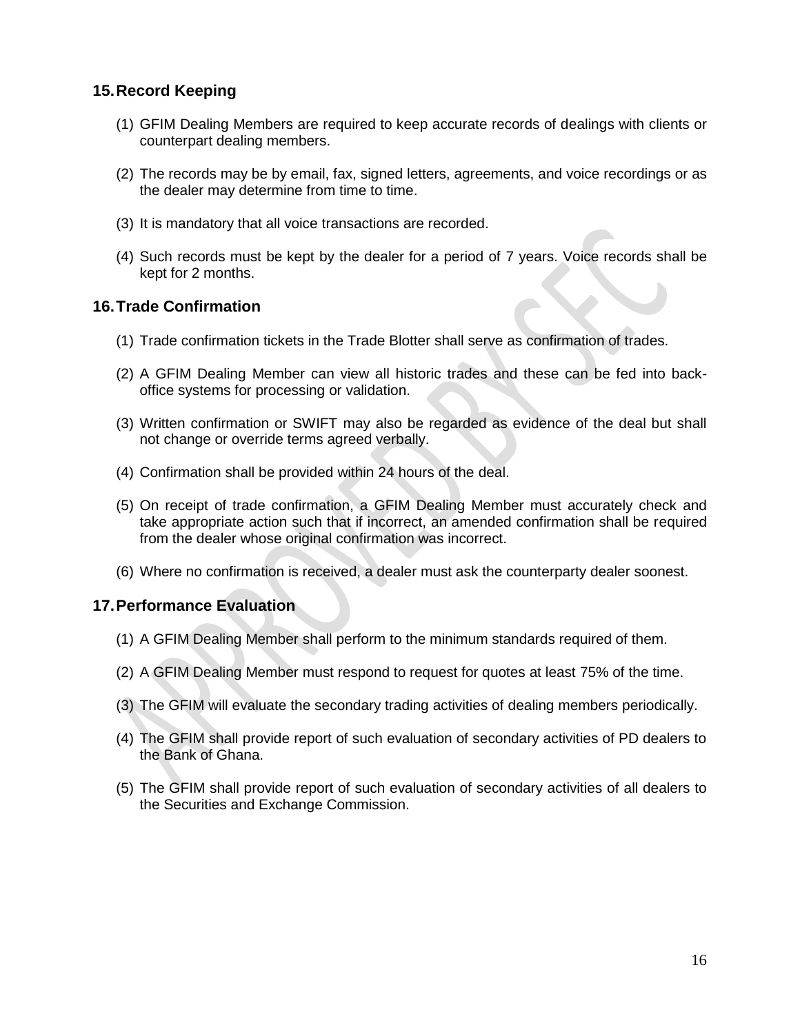## 15. Record Keeping

(1) GFIM Dealing Members are required to keep accurate records of dealings with clients or counterpart dealing members.

(2) The records may be by email, fax, signed letters, agreements, and voice recordings or as the dealer may determine from time to time.

(3) It is mandatory that all voice transactions are recorded.

(4) Such records must be kept by the dealer for a period of 7 years. Voice records shall be kept for 2 months.

## 16. Trade Confirmation

(1) Trade confirmation tickets in the Trade Blotter shall serve as confirmation of trades.

(2) A GFIM Dealing Member can view all historic trades and these can be fed into back-office systems for processing or validation.

(3) Written confirmation or SWIFT may also be regarded as evidence of the deal but shall not change or override terms agreed verbally.

(4) Confirmation shall be provided within 24 hours of the deal.

(5) On receipt of trade confirmation, a GFIM Dealing Member must accurately check and take appropriate action such that if incorrect, an amended confirmation shall be required from the dealer whose original confirmation was incorrect.

(6) Where no confirmation is received, a dealer must ask the counterparty dealer soonest.

## 17. Performance Evaluation

(1) A GFIM Dealing Member shall perform to the minimum standards required of them.

(2) A GFIM Dealing Member must respond to request for quotes at least 75% of the time.

(3) The GFIM will evaluate the secondary trading activities of dealing members periodically.

(4) The GFIM shall provide report of such evaluation of secondary activities of PD dealers to the Bank of Ghana.

(5) The GFIM shall provide report of such evaluation of secondary activities of all dealers to the Securities and Exchange Commission.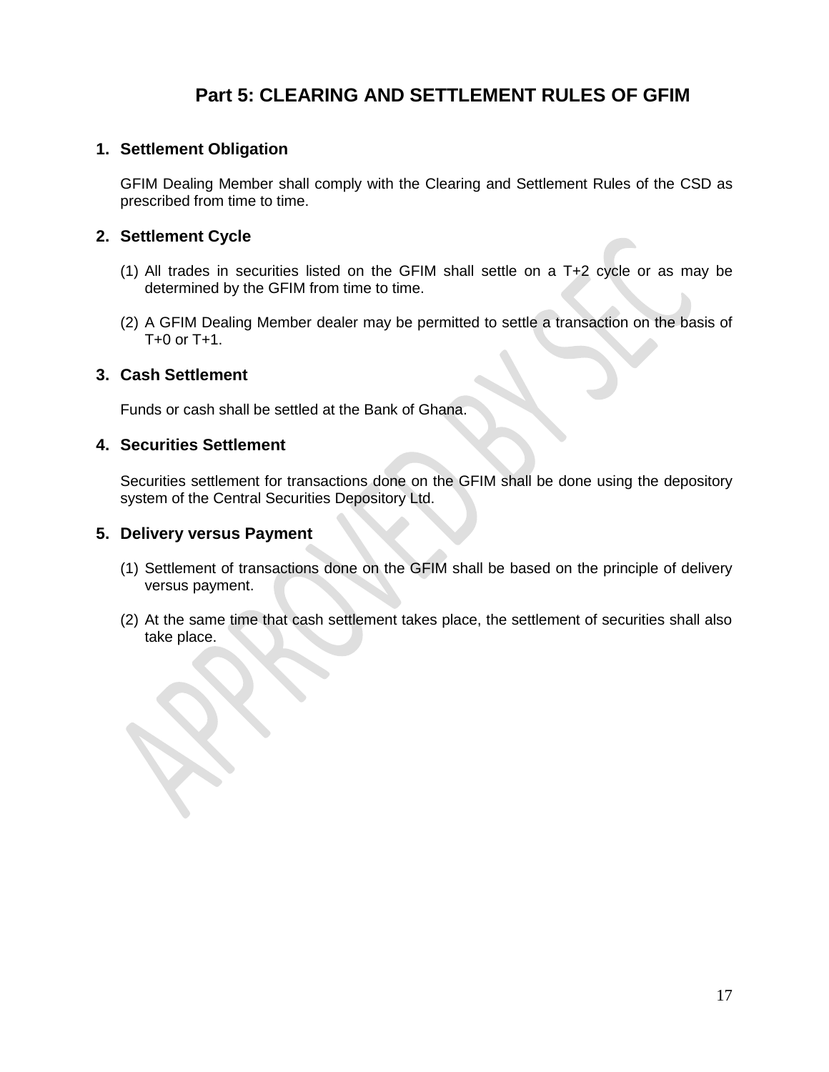# Part 5: CLEARING AND SETTLEMENT RULES OF GFIM

## 1. Settlement Obligation

GFIM Dealing Member shall comply with the Clearing and Settlement Rules of the CSD as prescribed from time to time.

## 2. Settlement Cycle

(1) All trades in securities listed on the GFIM shall settle on a T+2 cycle or as may be determined by the GFIM from time to time.

(2) A GFIM Dealing Member dealer may be permitted to settle a transaction on the basis of T+0 or T+1.

## 3. Cash Settlement

Funds or cash shall be settled at the Bank of Ghana.

## 4. Securities Settlement

Securities settlement for transactions done on the GFIM shall be done using the depository system of the Central Securities Depository Ltd.

## 5. Delivery versus Payment

(1) Settlement of transactions done on the GFIM shall be based on the principle of delivery versus payment.

(2) At the same time that cash settlement takes place, the settlement of securities shall also take place.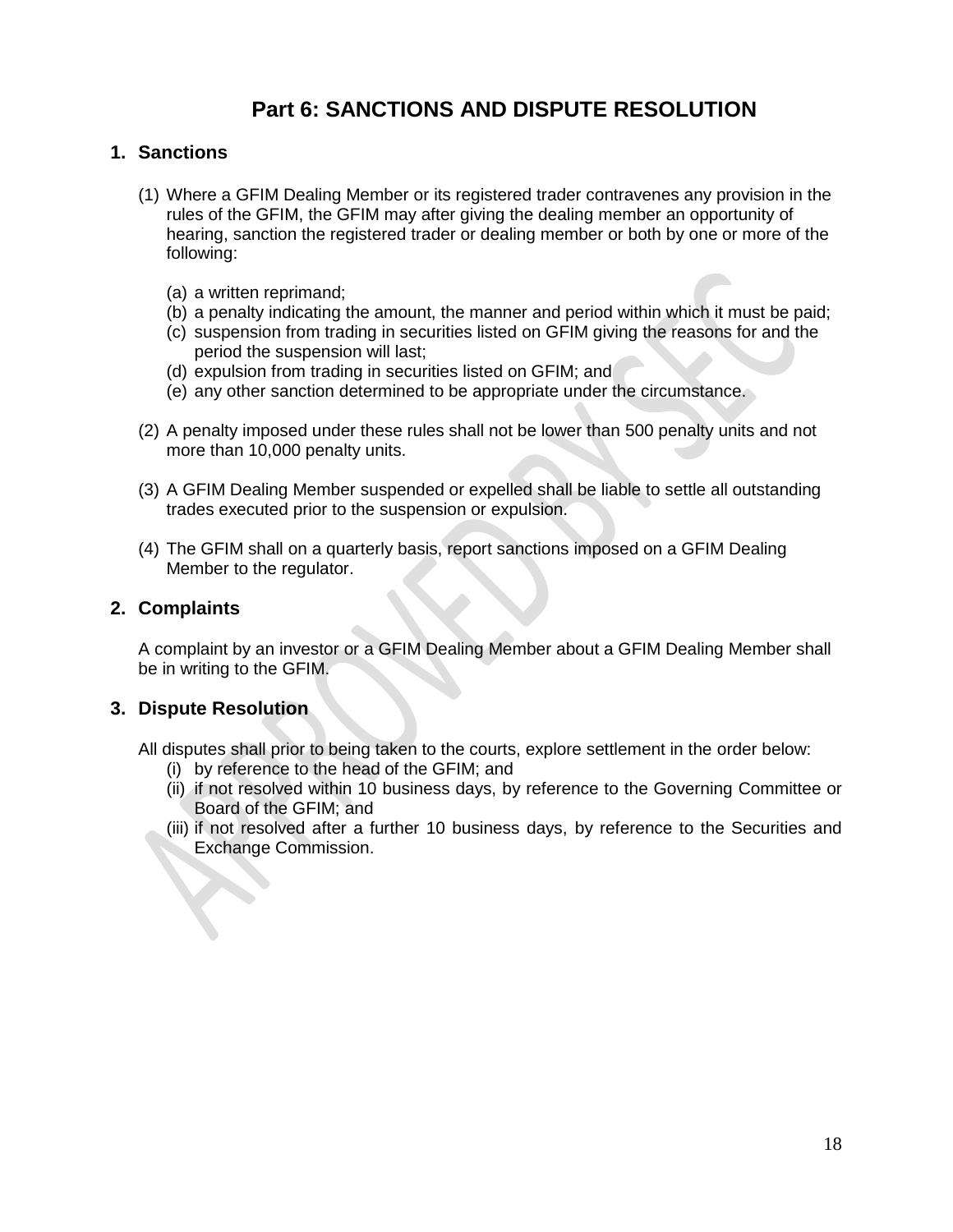# Part 6: SANCTIONS AND DISPUTE RESOLUTION

## 1. Sanctions

(1) Where a GFIM Dealing Member or its registered trader contravenes any provision in the rules of the GFIM, the GFIM may after giving the dealing member an opportunity of hearing, sanction the registered trader or dealing member or both by one or more of the following:

(a) a written reprimand;
(b) a penalty indicating the amount, the manner and period within which it must be paid;
(c) suspension from trading in securities listed on GFIM giving the reasons for and the period the suspension will last;
(d) expulsion from trading in securities listed on GFIM; and
(e) any other sanction determined to be appropriate under the circumstance.

(2) A penalty imposed under these rules shall not be lower than 500 penalty units and not more than 10,000 penalty units.

(3) A GFIM Dealing Member suspended or expelled shall be liable to settle all outstanding trades executed prior to the suspension or expulsion.

(4) The GFIM shall on a quarterly basis, report sanctions imposed on a GFIM Dealing Member to the regulator.

## 2. Complaints

A complaint by an investor or a GFIM Dealing Member about a GFIM Dealing Member shall be in writing to the GFIM.

## 3. Dispute Resolution

All disputes shall prior to being taken to the courts, explore settlement in the order below:

(i) by reference to the head of the GFIM; and
(ii) if not resolved within 10 business days, by reference to the Governing Committee or Board of the GFIM; and
(iii) if not resolved after a further 10 business days, by reference to the Securities and Exchange Commission.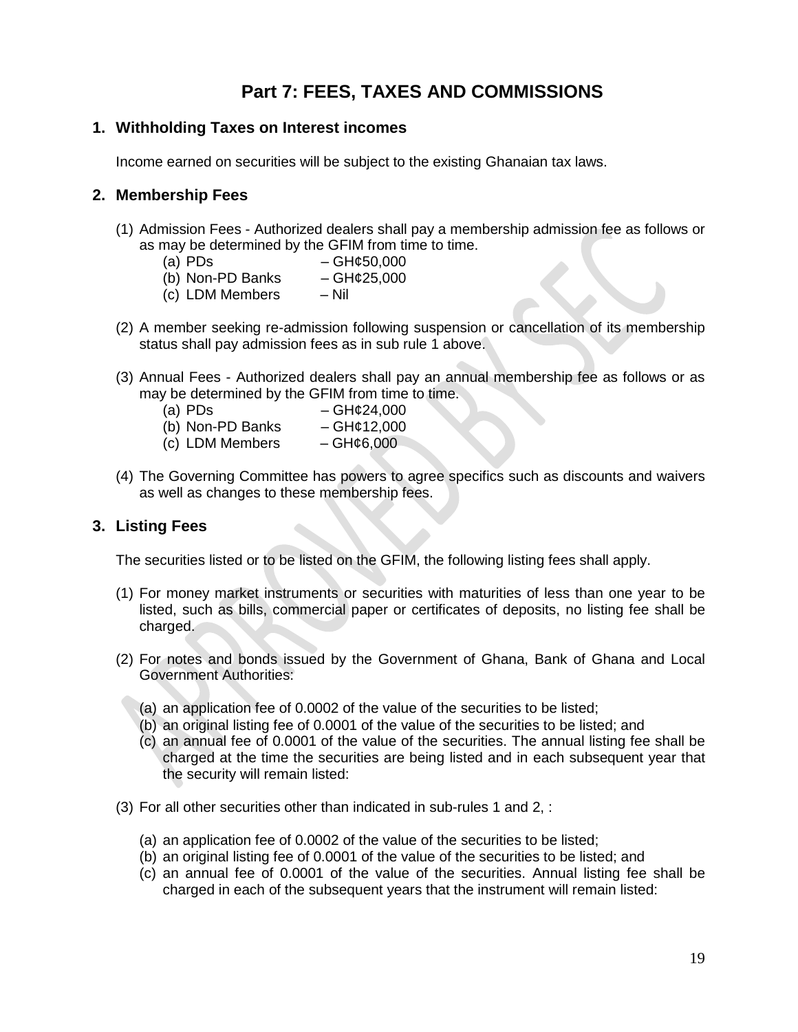# Part 7: FEES, TAXES AND COMMISSIONS

## 1. Withholding Taxes on Interest incomes

Income earned on securities will be subject to the existing Ghanaian tax laws.

## 2. Membership Fees

(1) Admission Fees - Authorized dealers shall pay a membership admission fee as follows or as may be determined by the GFIM from time to time.

   (a) PDs – GH¢50,000
   (b) Non-PD Banks – GH¢25,000
   (c) LDM Members – Nil

(2) A member seeking re-admission following suspension or cancellation of its membership status shall pay admission fees as in sub rule 1 above.

(3) Annual Fees - Authorized dealers shall pay an annual membership fee as follows or as may be determined by the GFIM from time to time.

   (a) PDs – GH¢24,000
   (b) Non-PD Banks – GH¢12,000
   (c) LDM Members – GH¢6,000

(4) The Governing Committee has powers to agree specifics such as discounts and waivers as well as changes to these membership fees.

## 3. Listing Fees

The securities listed or to be listed on the GFIM, the following listing fees shall apply.

(1) For money market instruments or securities with maturities of less than one year to be listed, such as bills, commercial paper or certificates of deposits, no listing fee shall be charged.

(2) For notes and bonds issued by the Government of Ghana, Bank of Ghana and Local Government Authorities:

   (a) an application fee of 0.0002 of the value of the securities to be listed;
   (b) an original listing fee of 0.0001 of the value of the securities to be listed; and
   (c) an annual fee of 0.0001 of the value of the securities. The annual listing fee shall be charged at the time the securities are being listed and in each subsequent year that the security will remain listed:

(3) For all other securities other than indicated in sub-rules 1 and 2, :

   (a) an application fee of 0.0002 of the value of the securities to be listed;
   (b) an original listing fee of 0.0001 of the value of the securities to be listed; and
   (c) an annual fee of 0.0001 of the value of the securities. Annual listing fee shall be charged in each of the subsequent years that the instrument will remain listed: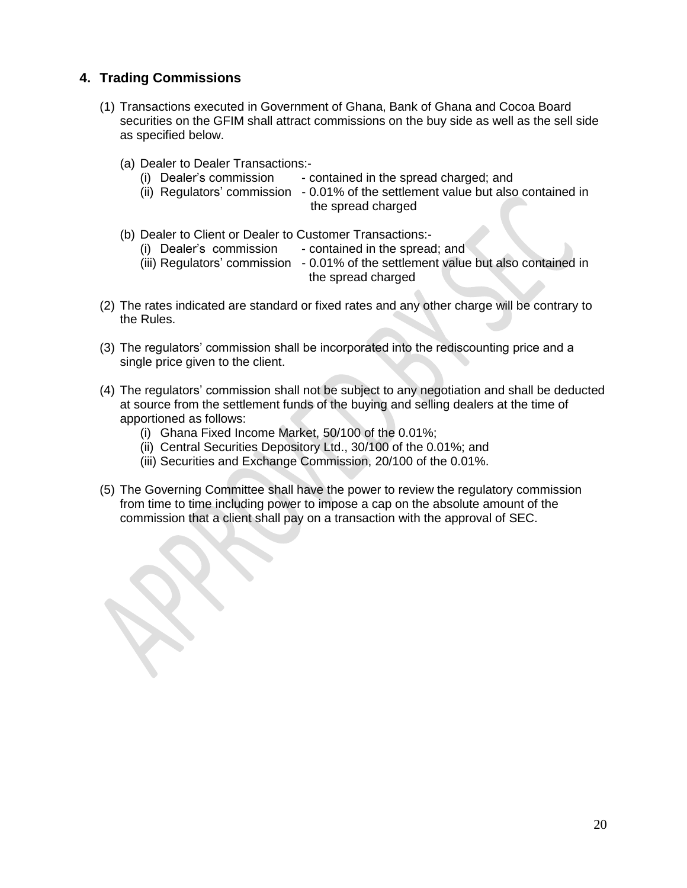## 4. Trading Commissions

(1) Transactions executed in Government of Ghana, Bank of Ghana and Cocoa Board securities on the GFIM shall attract commissions on the buy side as well as the sell side as specified below.

(a) Dealer to Dealer Transactions:-
   (i) Dealer's commission - contained in the spread charged; and
   (ii) Regulators' commission - 0.01% of the settlement value but also contained in the spread charged

(b) Dealer to Client or Dealer to Customer Transactions:-
   (i) Dealer's commission - contained in the spread; and
   (iii) Regulators' commission - 0.01% of the settlement value but also contained in the spread charged

(2) The rates indicated are standard or fixed rates and any other charge will be contrary to the Rules.

(3) The regulators' commission shall be incorporated into the rediscounting price and a single price given to the client.

(4) The regulators' commission shall not be subject to any negotiation and shall be deducted at source from the settlement funds of the buying and selling dealers at the time of apportioned as follows:
   (i) Ghana Fixed Income Market, 50/100 of the 0.01%;
   (ii) Central Securities Depository Ltd., 30/100 of the 0.01%; and
   (iii) Securities and Exchange Commission, 20/100 of the 0.01%.

(5) The Governing Committee shall have the power to review the regulatory commission from time to time including power to impose a cap on the absolute amount of the commission that a client shall pay on a transaction with the approval of SEC.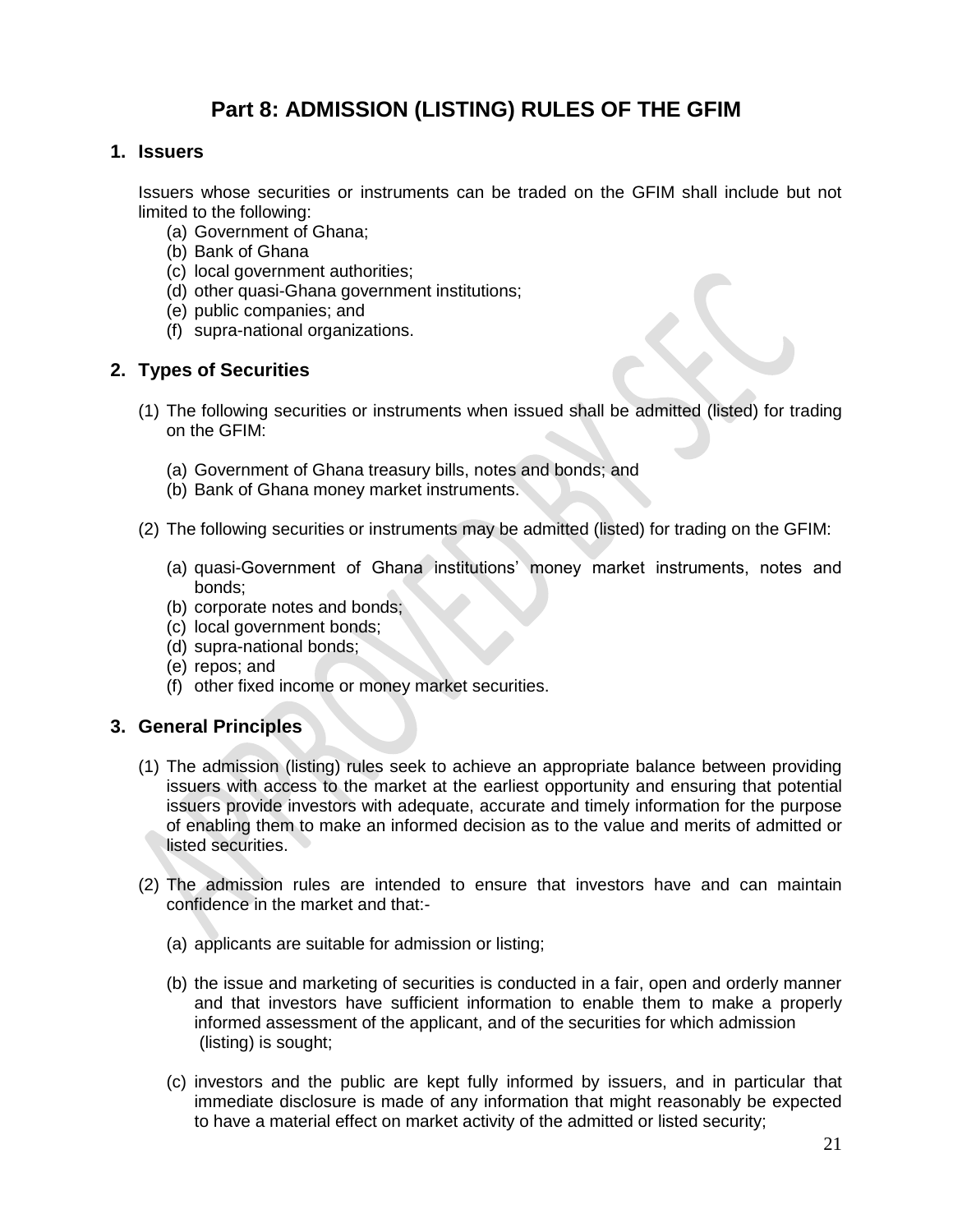# Part 8: ADMISSION (LISTING) RULES OF THE GFIM

## 1. Issuers

Issuers whose securities or instruments can be traded on the GFIM shall include but not limited to the following:

(a) Government of Ghana;
(b) Bank of Ghana
(c) local government authorities;
(d) other quasi-Ghana government institutions;
(e) public companies; and
(f) supra-national organizations.

## 2. Types of Securities

(1) The following securities or instruments when issued shall be admitted (listed) for trading on the GFIM:

(a) Government of Ghana treasury bills, notes and bonds; and
(b) Bank of Ghana money market instruments.

(2) The following securities or instruments may be admitted (listed) for trading on the GFIM:

(a) quasi-Government of Ghana institutions' money market instruments, notes and bonds;
(b) corporate notes and bonds;
(c) local government bonds;
(d) supra-national bonds;
(e) repos; and
(f) other fixed income or money market securities.

## 3. General Principles

(1) The admission (listing) rules seek to achieve an appropriate balance between providing issuers with access to the market at the earliest opportunity and ensuring that potential issuers provide investors with adequate, accurate and timely information for the purpose of enabling them to make an informed decision as to the value and merits of admitted or listed securities.

(2) The admission rules are intended to ensure that investors have and can maintain confidence in the market and that:-

(a) applicants are suitable for admission or listing;

(b) the issue and marketing of securities is conducted in a fair, open and orderly manner and that investors have sufficient information to enable them to make a properly informed assessment of the applicant, and of the securities for which admission (listing) is sought;

(c) investors and the public are kept fully informed by issuers, and in particular that immediate disclosure is made of any information that might reasonably be expected to have a material effect on market activity of the admitted or listed security;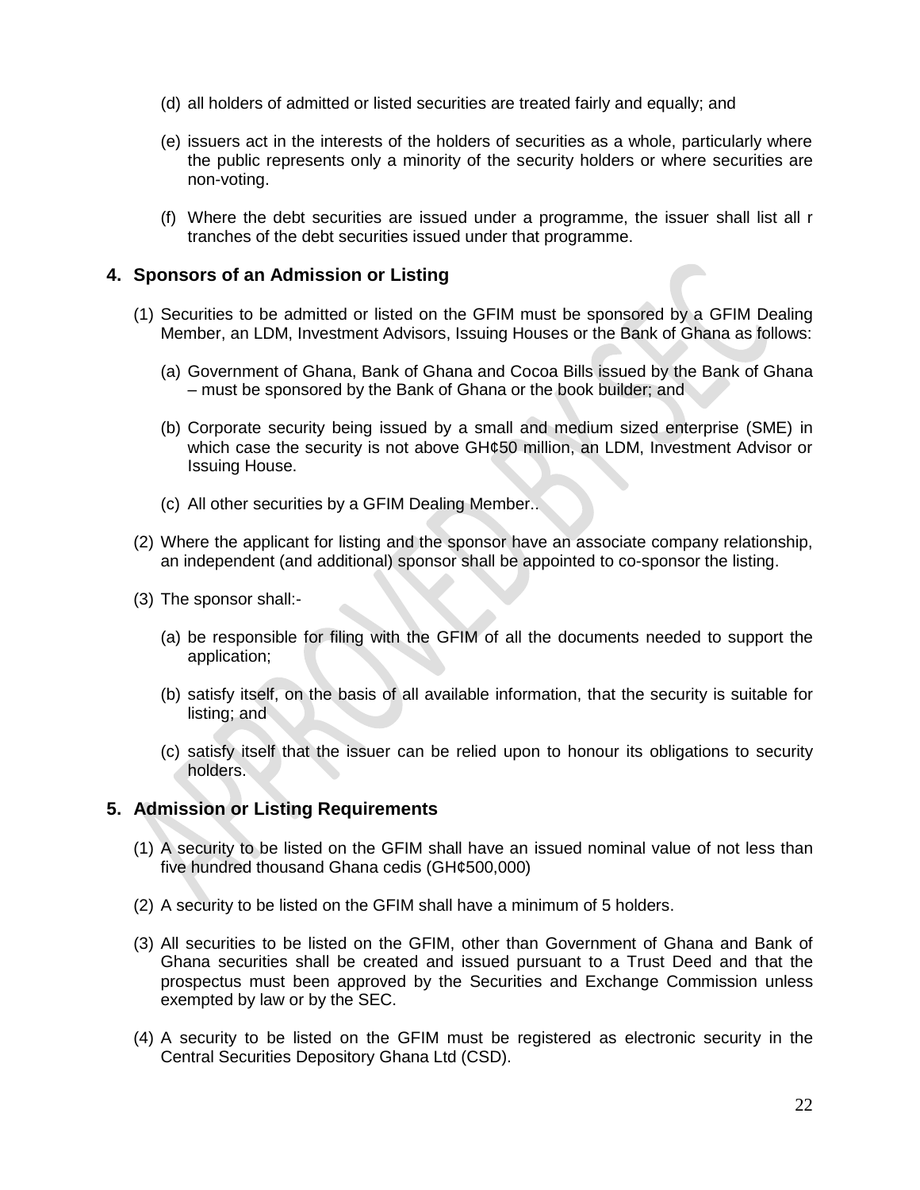(d) all holders of admitted or listed securities are treated fairly and equally; and

(e) issuers act in the interests of the holders of securities as a whole, particularly where the public represents only a minority of the security holders or where securities are non-voting.

(f) Where the debt securities are issued under a programme, the issuer shall list all r tranches of the debt securities issued under that programme.

## 4. Sponsors of an Admission or Listing

(1) Securities to be admitted or listed on the GFIM must be sponsored by a GFIM Dealing Member, an LDM, Investment Advisors, Issuing Houses or the Bank of Ghana as follows:

(a) Government of Ghana, Bank of Ghana and Cocoa Bills issued by the Bank of Ghana – must be sponsored by the Bank of Ghana or the book builder; and

(b) Corporate security being issued by a small and medium sized enterprise (SME) in which case the security is not above GH¢50 million, an LDM, Investment Advisor or Issuing House.

(c) All other securities by a GFIM Dealing Member..

(2) Where the applicant for listing and the sponsor have an associate company relationship, an independent (and additional) sponsor shall be appointed to co-sponsor the listing.

(3) The sponsor shall:-

(a) be responsible for filing with the GFIM of all the documents needed to support the application;

(b) satisfy itself, on the basis of all available information, that the security is suitable for listing; and

(c) satisfy itself that the issuer can be relied upon to honour its obligations to security holders.

## 5. Admission or Listing Requirements

(1) A security to be listed on the GFIM shall have an issued nominal value of not less than five hundred thousand Ghana cedis (GH¢500,000)

(2) A security to be listed on the GFIM shall have a minimum of 5 holders.

(3) All securities to be listed on the GFIM, other than Government of Ghana and Bank of Ghana securities shall be created and issued pursuant to a Trust Deed and that the prospectus must been approved by the Securities and Exchange Commission unless exempted by law or by the SEC.

(4) A security to be listed on the GFIM must be registered as electronic security in the Central Securities Depository Ghana Ltd (CSD).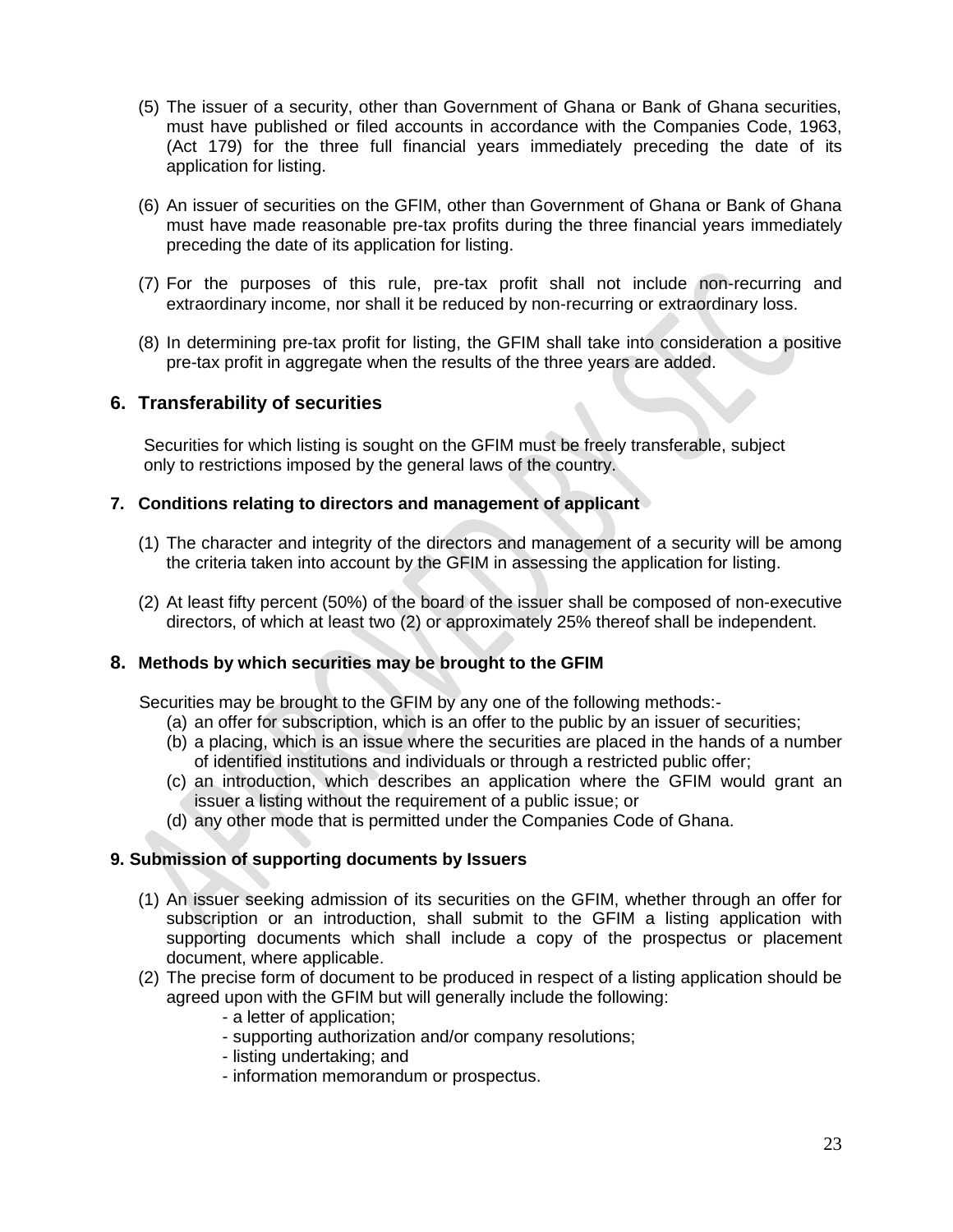(5) The issuer of a security, other than Government of Ghana or Bank of Ghana securities, must have published or filed accounts in accordance with the Companies Code, 1963, (Act 179) for the three full financial years immediately preceding the date of its application for listing.

(6) An issuer of securities on the GFIM, other than Government of Ghana or Bank of Ghana must have made reasonable pre-tax profits during the three financial years immediately preceding the date of its application for listing.

(7) For the purposes of this rule, pre-tax profit shall not include non-recurring and extraordinary income, nor shall it be reduced by non-recurring or extraordinary loss.

(8) In determining pre-tax profit for listing, the GFIM shall take into consideration a positive pre-tax profit in aggregate when the results of the three years are added.

## 6. Transferability of securities

Securities for which listing is sought on the GFIM must be freely transferable, subject only to restrictions imposed by the general laws of the country.

### 7. Conditions relating to directors and management of applicant

(1) The character and integrity of the directors and management of a security will be among the criteria taken into account by the GFIM in assessing the application for listing.

(2) At least fifty percent (50%) of the board of the issuer shall be composed of non-executive directors, of which at least two (2) or approximately 25% thereof shall be independent.

### 8. Methods by which securities may be brought to the GFIM

Securities may be brought to the GFIM by any one of the following methods:-

(a) an offer for subscription, which is an offer to the public by an issuer of securities;
(b) a placing, which is an issue where the securities are placed in the hands of a number of identified institutions and individuals or through a restricted public offer;
(c) an introduction, which describes an application where the GFIM would grant an issuer a listing without the requirement of a public issue; or
(d) any other mode that is permitted under the Companies Code of Ghana.

### 9. Submission of supporting documents by Issuers

(1) An issuer seeking admission of its securities on the GFIM, whether through an offer for subscription or an introduction, shall submit to the GFIM a listing application with supporting documents which shall include a copy of the prospectus or placement document, where applicable.
(2) The precise form of document to be produced in respect of a listing application should be agreed upon with the GFIM but will generally include the following:
   - a letter of application;
   - supporting authorization and/or company resolutions;
   - listing undertaking; and
   - information memorandum or prospectus.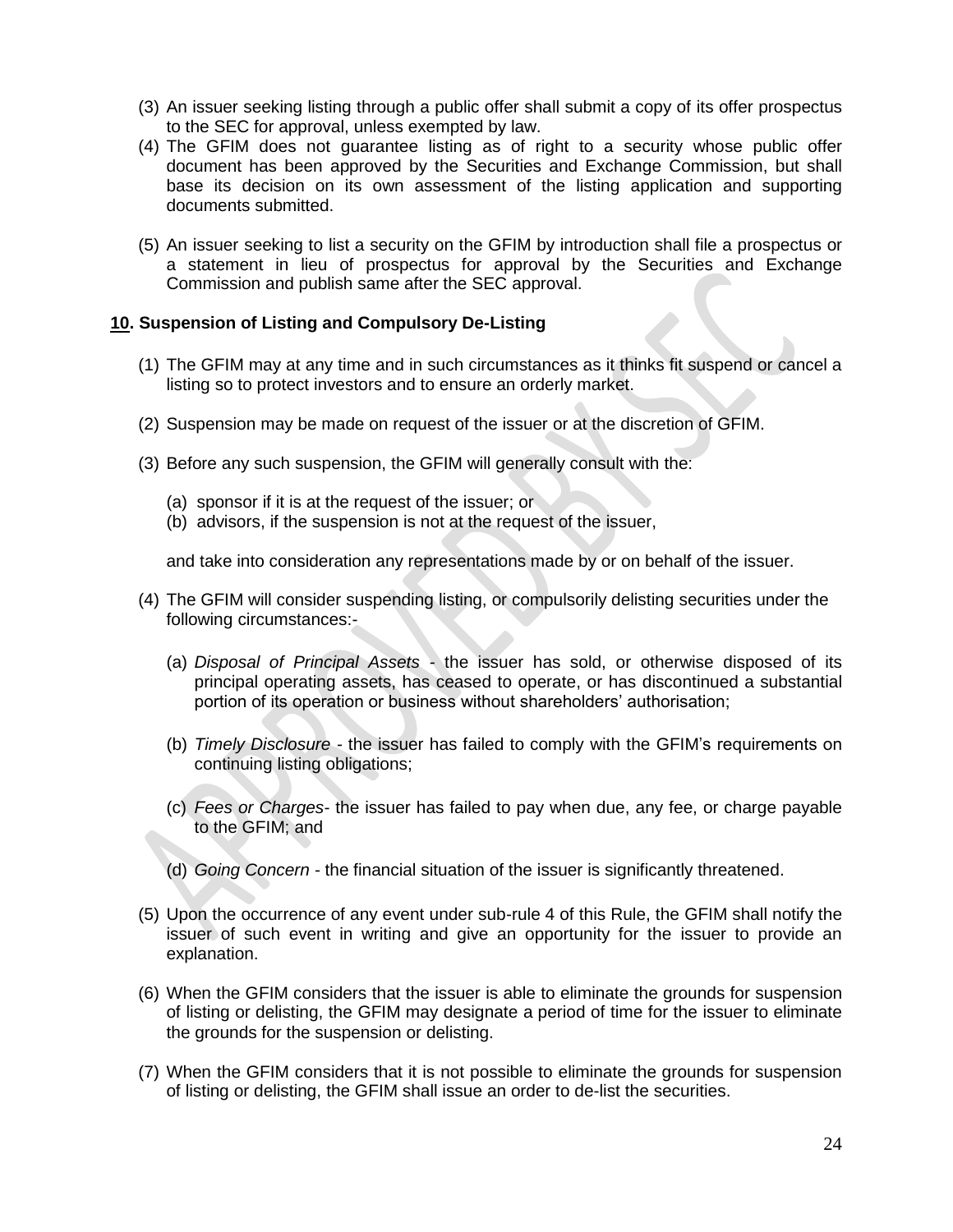(3) An issuer seeking listing through a public offer shall submit a copy of its offer prospectus to the SEC for approval, unless exempted by law.

(4) The GFIM does not guarantee listing as of right to a security whose public offer document has been approved by the Securities and Exchange Commission, but shall base its decision on its own assessment of the listing application and supporting documents submitted.

(5) An issuer seeking to list a security on the GFIM by introduction shall file a prospectus or a statement in lieu of prospectus for approval by the Securities and Exchange Commission and publish same after the SEC approval.

**<u>10</u>. Suspension of Listing and Compulsory De-Listing**

(1) The GFIM may at any time and in such circumstances as it thinks fit suspend or cancel a listing so to protect investors and to ensure an orderly market.

(2) Suspension may be made on request of the issuer or at the discretion of GFIM.

(3) Before any such suspension, the GFIM will generally consult with the:

  (a) sponsor if it is at the request of the issuer; or
  (b) advisors, if the suspension is not at the request of the issuer,

  and take into consideration any representations made by or on behalf of the issuer.

(4) The GFIM will consider suspending listing, or compulsorily delisting securities under the following circumstances:-

  (a) *Disposal of Principal Assets* - the issuer has sold, or otherwise disposed of its principal operating assets, has ceased to operate, or has discontinued a substantial portion of its operation or business without shareholders' authorisation;

  (b) *Timely Disclosure* - the issuer has failed to comply with the GFIM's requirements on continuing listing obligations;

  (c) *Fees or Charges*- the issuer has failed to pay when due, any fee, or charge payable to the GFIM; and

  (d) *Going Concern* - the financial situation of the issuer is significantly threatened.

(5) Upon the occurrence of any event under sub-rule 4 of this Rule, the GFIM shall notify the issuer of such event in writing and give an opportunity for the issuer to provide an explanation.

(6) When the GFIM considers that the issuer is able to eliminate the grounds for suspension of listing or delisting, the GFIM may designate a period of time for the issuer to eliminate the grounds for the suspension or delisting.

(7) When the GFIM considers that it is not possible to eliminate the grounds for suspension of listing or delisting, the GFIM shall issue an order to de-list the securities.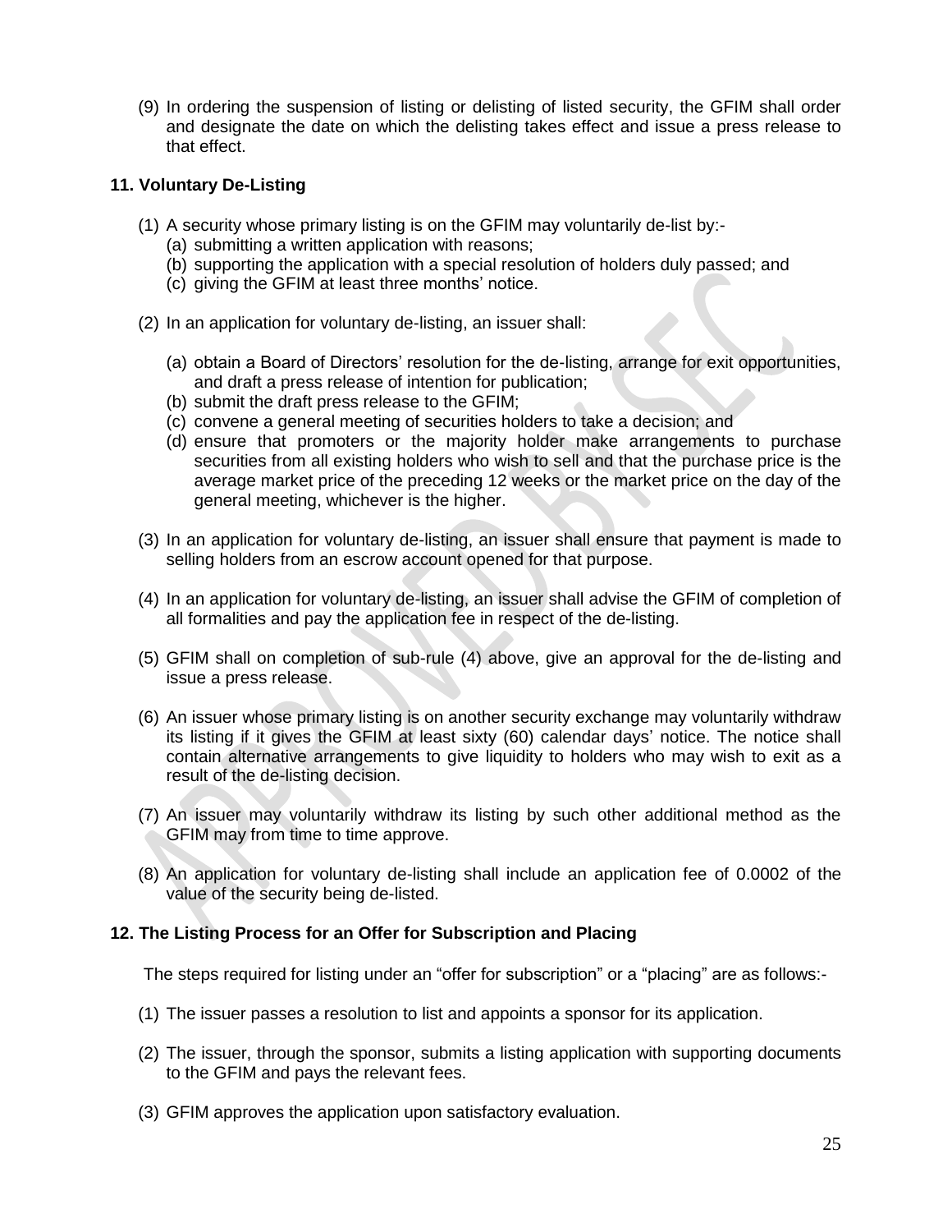(9) In ordering the suspension of listing or delisting of listed security, the GFIM shall order and designate the date on which the delisting takes effect and issue a press release to that effect.

### 11. Voluntary De-Listing

(1) A security whose primary listing is on the GFIM may voluntarily de-list by:-
   (a) submitting a written application with reasons;
   (b) supporting the application with a special resolution of holders duly passed; and
   (c) giving the GFIM at least three months' notice.

(2) In an application for voluntary de-listing, an issuer shall:

   (a) obtain a Board of Directors' resolution for the de-listing, arrange for exit opportunities, and draft a press release of intention for publication;
   (b) submit the draft press release to the GFIM;
   (c) convene a general meeting of securities holders to take a decision; and
   (d) ensure that promoters or the majority holder make arrangements to purchase securities from all existing holders who wish to sell and that the purchase price is the average market price of the preceding 12 weeks or the market price on the day of the general meeting, whichever is the higher.

(3) In an application for voluntary de-listing, an issuer shall ensure that payment is made to selling holders from an escrow account opened for that purpose.

(4) In an application for voluntary de-listing, an issuer shall advise the GFIM of completion of all formalities and pay the application fee in respect of the de-listing.

(5) GFIM shall on completion of sub-rule (4) above, give an approval for the de-listing and issue a press release.

(6) An issuer whose primary listing is on another security exchange may voluntarily withdraw its listing if it gives the GFIM at least sixty (60) calendar days' notice. The notice shall contain alternative arrangements to give liquidity to holders who may wish to exit as a result of the de-listing decision.

(7) An issuer may voluntarily withdraw its listing by such other additional method as the GFIM may from time to time approve.

(8) An application for voluntary de-listing shall include an application fee of 0.0002 of the value of the security being de-listed.

### 12. The Listing Process for an Offer for Subscription and Placing

The steps required for listing under an "offer for subscription" or a "placing" are as follows:-

(1) The issuer passes a resolution to list and appoints a sponsor for its application.

(2) The issuer, through the sponsor, submits a listing application with supporting documents to the GFIM and pays the relevant fees.

(3) GFIM approves the application upon satisfactory evaluation.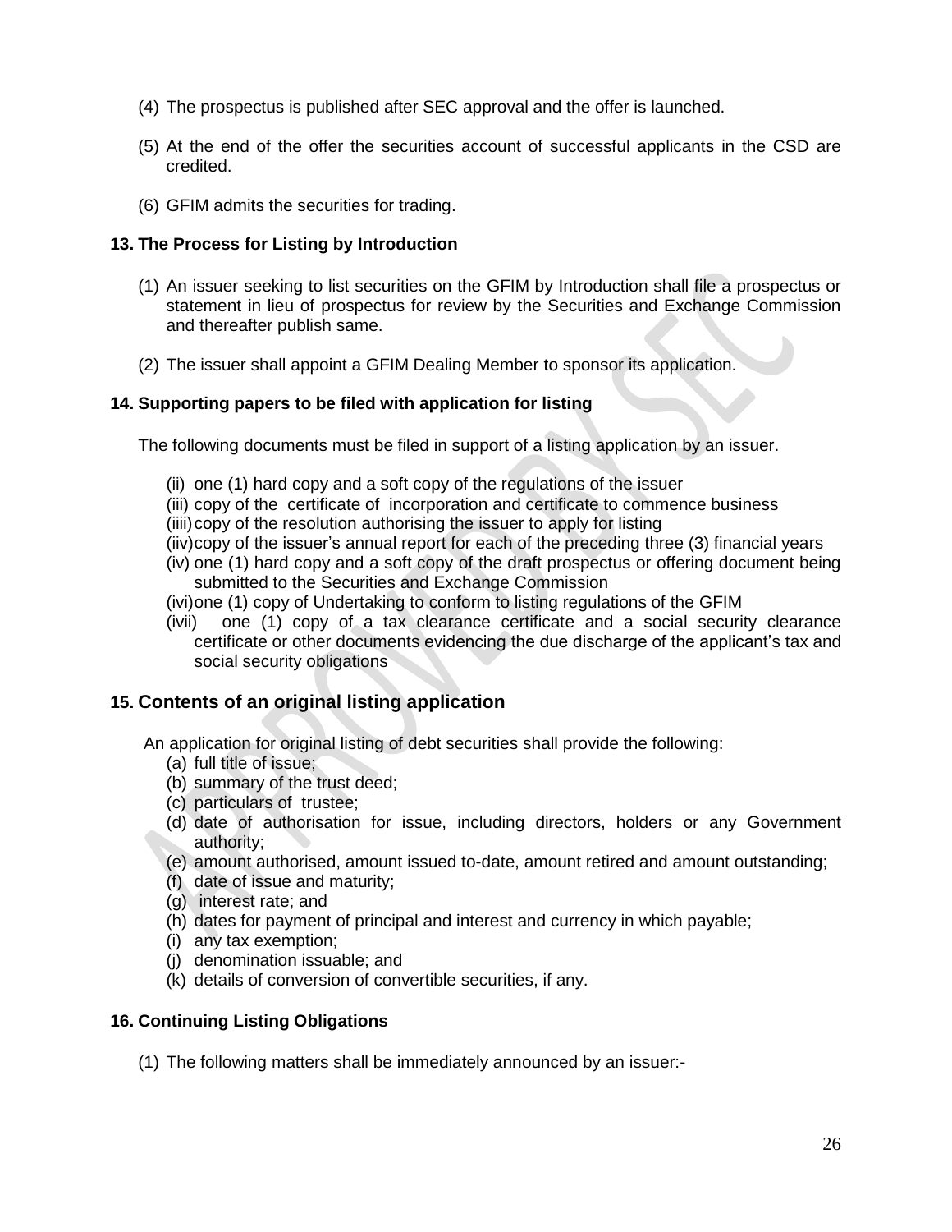(4) The prospectus is published after SEC approval and the offer is launched.

(5) At the end of the offer the securities account of successful applicants in the CSD are credited.

(6) GFIM admits the securities for trading.

**13. The Process for Listing by Introduction**

(1) An issuer seeking to list securities on the GFIM by Introduction shall file a prospectus or statement in lieu of prospectus for review by the Securities and Exchange Commission and thereafter publish same.

(2) The issuer shall appoint a GFIM Dealing Member to sponsor its application.

**14. Supporting papers to be filed with application for listing**

The following documents must be filed in support of a listing application by an issuer.

(ii) one (1) hard copy and a soft copy of the regulations of the issuer
(iii) copy of the certificate of incorporation and certificate to commence business
(iiii) copy of the resolution authorising the issuer to apply for listing
(iiv) copy of the issuer's annual report for each of the preceding three (3) financial years
(iv) one (1) hard copy and a soft copy of the draft prospectus or offering document being submitted to the Securities and Exchange Commission
(ivi) one (1) copy of Undertaking to conform to listing regulations of the GFIM
(ivii) one (1) copy of a tax clearance certificate and a social security clearance certificate or other documents evidencing the due discharge of the applicant's tax and social security obligations

## 15. Contents of an original listing application

An application for original listing of debt securities shall provide the following:

(a) full title of issue;
(b) summary of the trust deed;
(c) particulars of trustee;
(d) date of authorisation for issue, including directors, holders or any Government authority;
(e) amount authorised, amount issued to-date, amount retired and amount outstanding;
(f) date of issue and maturity;
(g) interest rate; and
(h) dates for payment of principal and interest and currency in which payable;
(i) any tax exemption;
(j) denomination issuable; and
(k) details of conversion of convertible securities, if any.

**16. Continuing Listing Obligations**

(1) The following matters shall be immediately announced by an issuer:-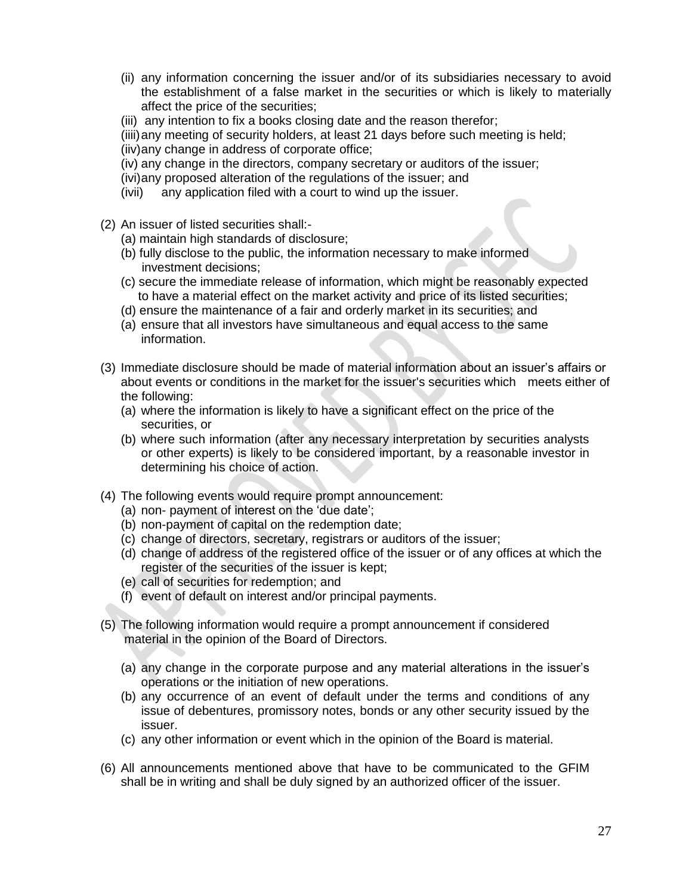(ii) any information concerning the issuer and/or of its subsidiaries necessary to avoid the establishment of a false market in the securities or which is likely to materially affect the price of the securities;

(iii) any intention to fix a books closing date and the reason therefor;

(iiii) any meeting of security holders, at least 21 days before such meeting is held;

(iiv) any change in address of corporate office;

(iv) any change in the directors, company secretary or auditors of the issuer;

(ivi) any proposed alteration of the regulations of the issuer; and

(ivii) any application filed with a court to wind up the issuer.

(2) An issuer of listed securities shall:-

(a) maintain high standards of disclosure;

(b) fully disclose to the public, the information necessary to make informed investment decisions;

(c) secure the immediate release of information, which might be reasonably expected to have a material effect on the market activity and price of its listed securities;

(d) ensure the maintenance of a fair and orderly market in its securities; and

(a) ensure that all investors have simultaneous and equal access to the same information.

(3) Immediate disclosure should be made of material information about an issuer's affairs or about events or conditions in the market for the issuer's securities which meets either of the following:

(a) where the information is likely to have a significant effect on the price of the securities, or

(b) where such information (after any necessary interpretation by securities analysts or other experts) is likely to be considered important, by a reasonable investor in determining his choice of action.

(4) The following events would require prompt announcement:

(a) non- payment of interest on the 'due date';

(b) non-payment of capital on the redemption date;

(c) change of directors, secretary, registrars or auditors of the issuer;

(d) change of address of the registered office of the issuer or of any offices at which the register of the securities of the issuer is kept;

(e) call of securities for redemption; and

(f) event of default on interest and/or principal payments.

(5) The following information would require a prompt announcement if considered material in the opinion of the Board of Directors.

(a) any change in the corporate purpose and any material alterations in the issuer's operations or the initiation of new operations.

(b) any occurrence of an event of default under the terms and conditions of any issue of debentures, promissory notes, bonds or any other security issued by the issuer.

(c) any other information or event which in the opinion of the Board is material.

(6) All announcements mentioned above that have to be communicated to the GFIM shall be in writing and shall be duly signed by an authorized officer of the issuer.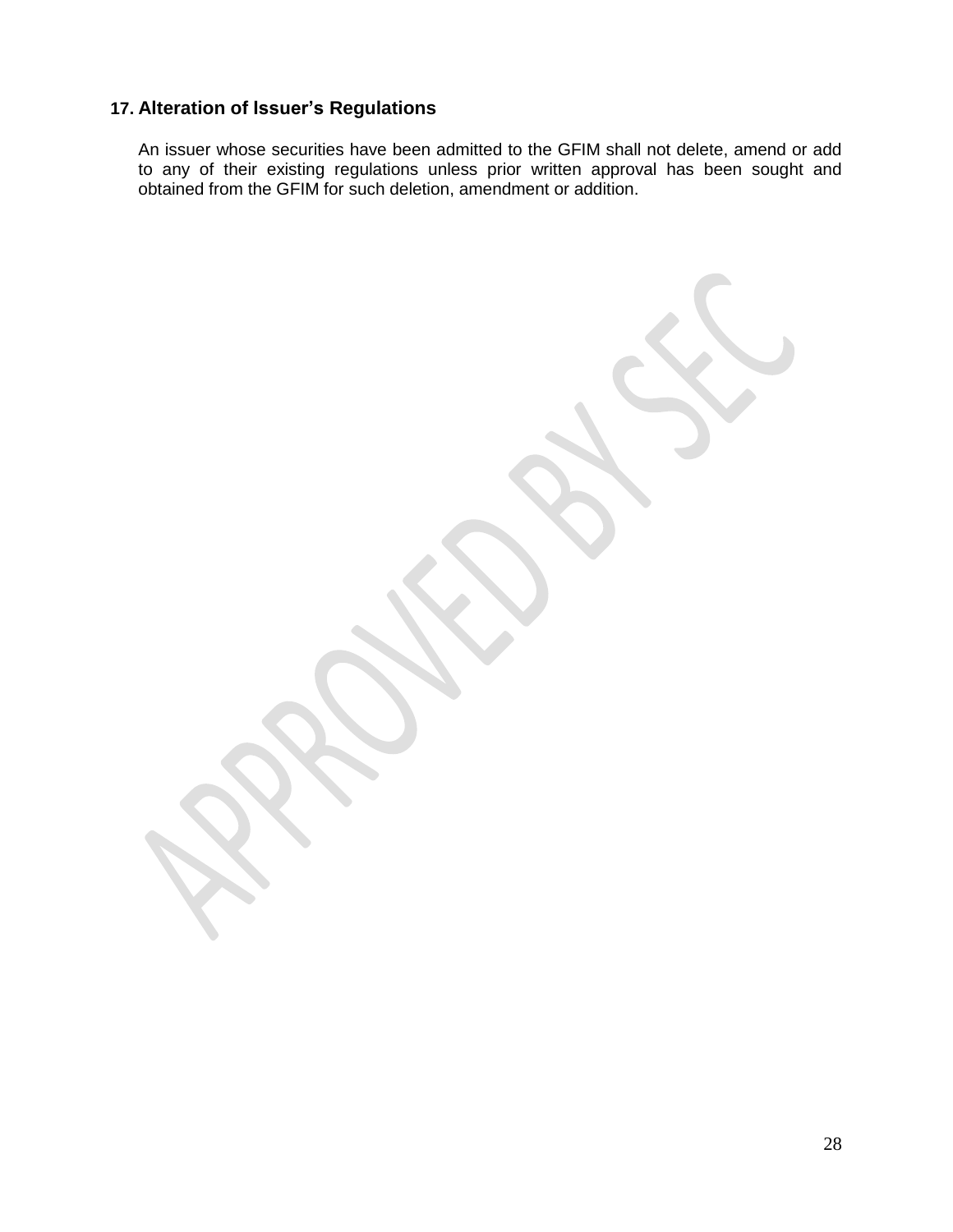## 17. Alteration of Issuer's Regulations

An issuer whose securities have been admitted to the GFIM shall not delete, amend or add to any of their existing regulations unless prior written approval has been sought and obtained from the GFIM for such deletion, amendment or addition.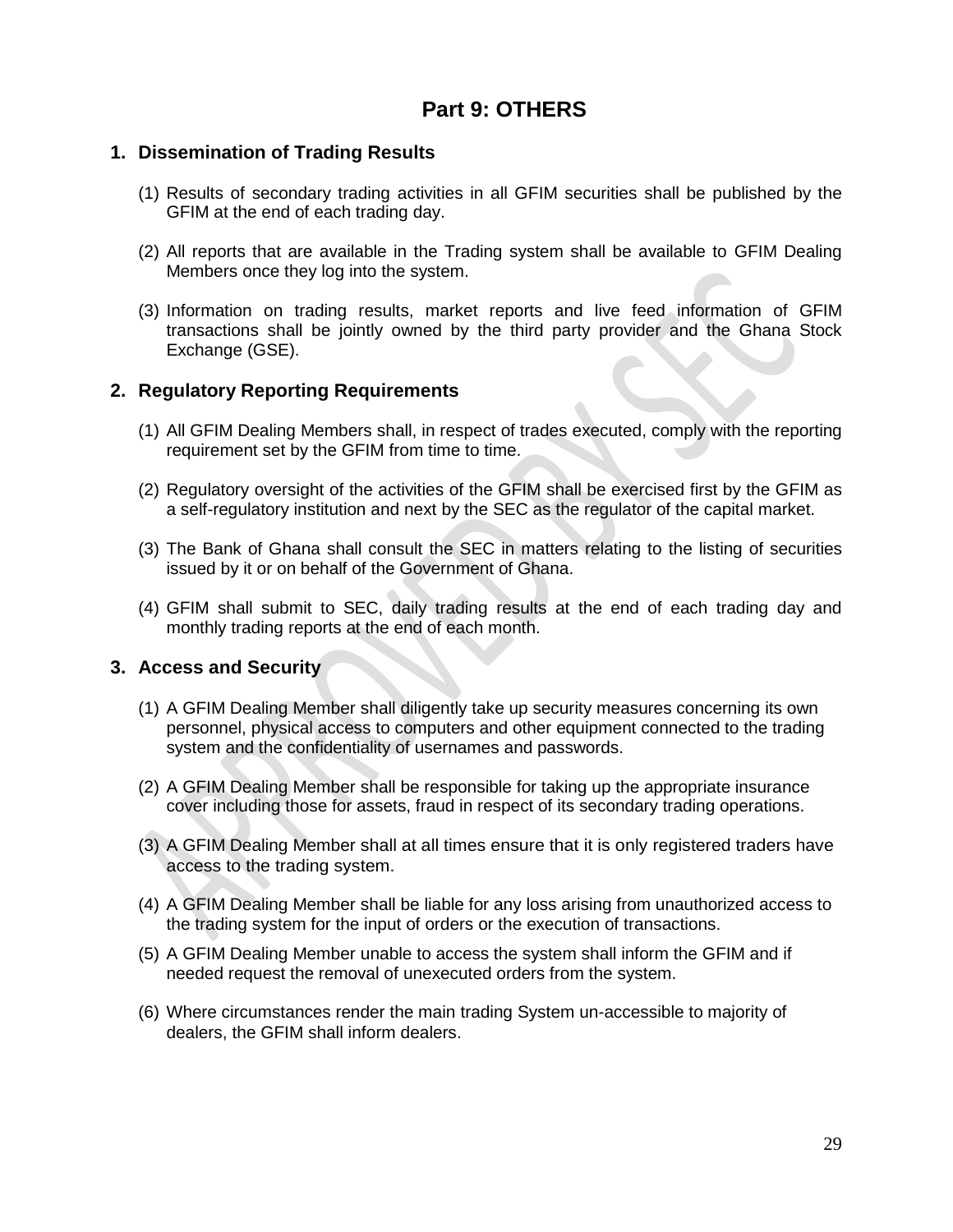# Part 9: OTHERS

## 1. Dissemination of Trading Results

(1) Results of secondary trading activities in all GFIM securities shall be published by the GFIM at the end of each trading day.

(2) All reports that are available in the Trading system shall be available to GFIM Dealing Members once they log into the system.

(3) Information on trading results, market reports and live feed information of GFIM transactions shall be jointly owned by the third party provider and the Ghana Stock Exchange (GSE).

## 2. Regulatory Reporting Requirements

(1) All GFIM Dealing Members shall, in respect of trades executed, comply with the reporting requirement set by the GFIM from time to time.

(2) Regulatory oversight of the activities of the GFIM shall be exercised first by the GFIM as a self-regulatory institution and next by the SEC as the regulator of the capital market.

(3) The Bank of Ghana shall consult the SEC in matters relating to the listing of securities issued by it or on behalf of the Government of Ghana.

(4) GFIM shall submit to SEC, daily trading results at the end of each trading day and monthly trading reports at the end of each month.

## 3. Access and Security

(1) A GFIM Dealing Member shall diligently take up security measures concerning its own personnel, physical access to computers and other equipment connected to the trading system and the confidentiality of usernames and passwords.

(2) A GFIM Dealing Member shall be responsible for taking up the appropriate insurance cover including those for assets, fraud in respect of its secondary trading operations.

(3) A GFIM Dealing Member shall at all times ensure that it is only registered traders have access to the trading system.

(4) A GFIM Dealing Member shall be liable for any loss arising from unauthorized access to the trading system for the input of orders or the execution of transactions.

(5) A GFIM Dealing Member unable to access the system shall inform the GFIM and if needed request the removal of unexecuted orders from the system.

(6) Where circumstances render the main trading System un-accessible to majority of dealers, the GFIM shall inform dealers.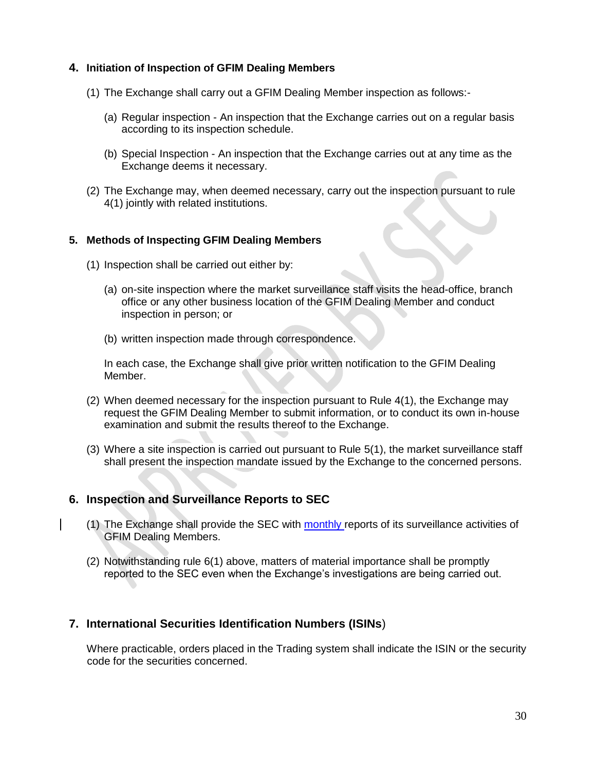## 4. Initiation of Inspection of GFIM Dealing Members

(1) The Exchange shall carry out a GFIM Dealing Member inspection as follows:-

(a) Regular inspection - An inspection that the Exchange carries out on a regular basis according to its inspection schedule.

(b) Special Inspection - An inspection that the Exchange carries out at any time as the Exchange deems it necessary.

(2) The Exchange may, when deemed necessary, carry out the inspection pursuant to rule 4(1) jointly with related institutions.

## 5. Methods of Inspecting GFIM Dealing Members

(1) Inspection shall be carried out either by:

(a) on-site inspection where the market surveillance staff visits the head-office, branch office or any other business location of the GFIM Dealing Member and conduct inspection in person; or

(b) written inspection made through correspondence.

In each case, the Exchange shall give prior written notification to the GFIM Dealing Member.

(2) When deemed necessary for the inspection pursuant to Rule 4(1), the Exchange may request the GFIM Dealing Member to submit information, or to conduct its own in-house examination and submit the results thereof to the Exchange.

(3) Where a site inspection is carried out pursuant to Rule 5(1), the market surveillance staff shall present the inspection mandate issued by the Exchange to the concerned persons.

## 6. Inspection and Surveillance Reports to SEC

(1) The Exchange shall provide the SEC with monthly reports of its surveillance activities of GFIM Dealing Members.

(2) Notwithstanding rule 6(1) above, matters of material importance shall be promptly reported to the SEC even when the Exchange's investigations are being carried out.

## 7. International Securities Identification Numbers (ISINs)

Where practicable, orders placed in the Trading system shall indicate the ISIN or the security code for the securities concerned.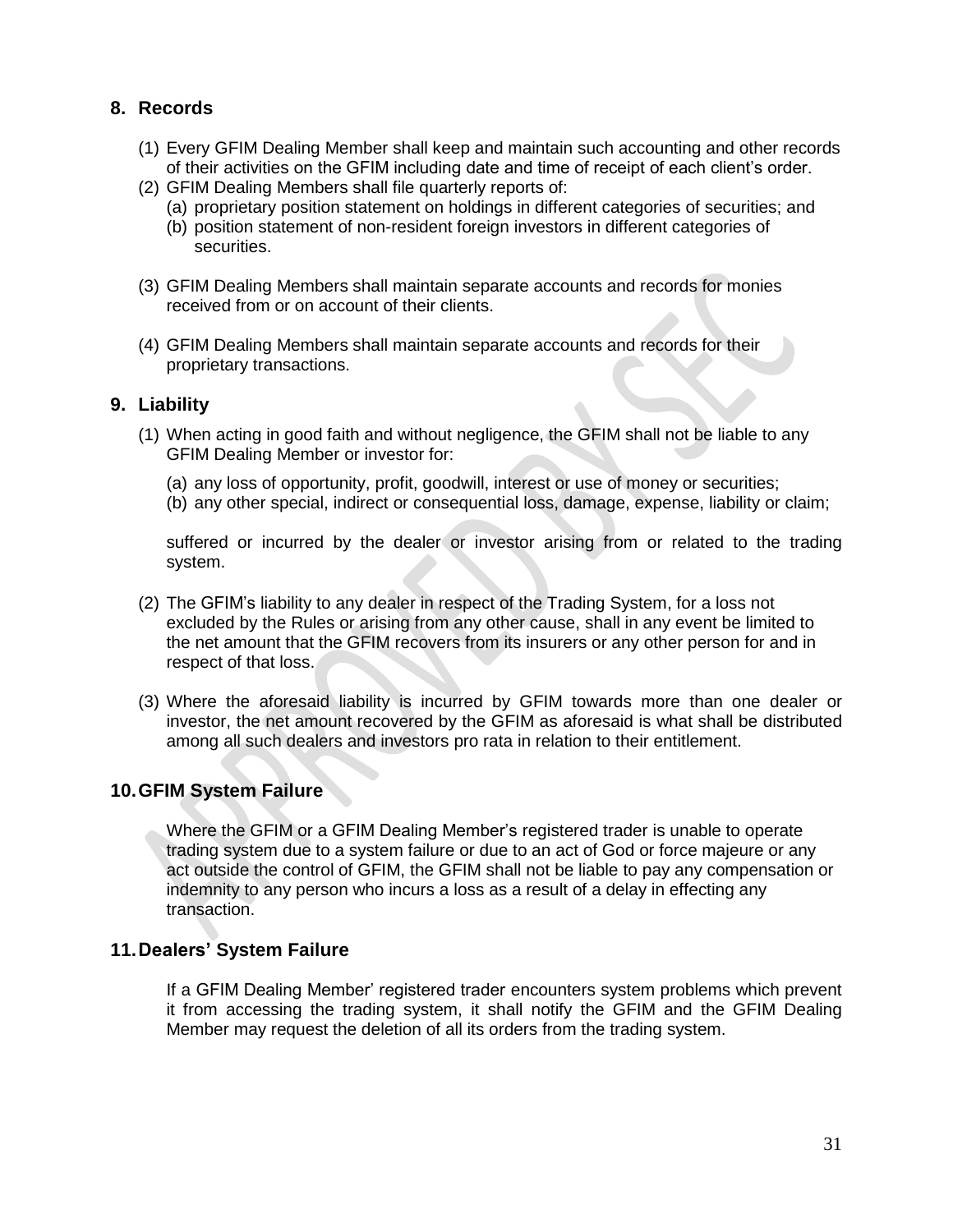## 8. Records

(1) Every GFIM Dealing Member shall keep and maintain such accounting and other records of their activities on the GFIM including date and time of receipt of each client's order.

(2) GFIM Dealing Members shall file quarterly reports of:

(a) proprietary position statement on holdings in different categories of securities; and

(b) position statement of non-resident foreign investors in different categories of securities.

(3) GFIM Dealing Members shall maintain separate accounts and records for monies received from or on account of their clients.

(4) GFIM Dealing Members shall maintain separate accounts and records for their proprietary transactions.

## 9. Liability

(1) When acting in good faith and without negligence, the GFIM shall not be liable to any GFIM Dealing Member or investor for:

(a) any loss of opportunity, profit, goodwill, interest or use of money or securities;

(b) any other special, indirect or consequential loss, damage, expense, liability or claim;

suffered or incurred by the dealer or investor arising from or related to the trading system.

(2) The GFIM's liability to any dealer in respect of the Trading System, for a loss not excluded by the Rules or arising from any other cause, shall in any event be limited to the net amount that the GFIM recovers from its insurers or any other person for and in respect of that loss.

(3) Where the aforesaid liability is incurred by GFIM towards more than one dealer or investor, the net amount recovered by the GFIM as aforesaid is what shall be distributed among all such dealers and investors pro rata in relation to their entitlement.

## 10. GFIM System Failure

Where the GFIM or a GFIM Dealing Member's registered trader is unable to operate trading system due to a system failure or due to an act of God or force majeure or any act outside the control of GFIM, the GFIM shall not be liable to pay any compensation or indemnity to any person who incurs a loss as a result of a delay in effecting any transaction.

## 11. Dealers' System Failure

If a GFIM Dealing Member' registered trader encounters system problems which prevent it from accessing the trading system, it shall notify the GFIM and the GFIM Dealing Member may request the deletion of all its orders from the trading system.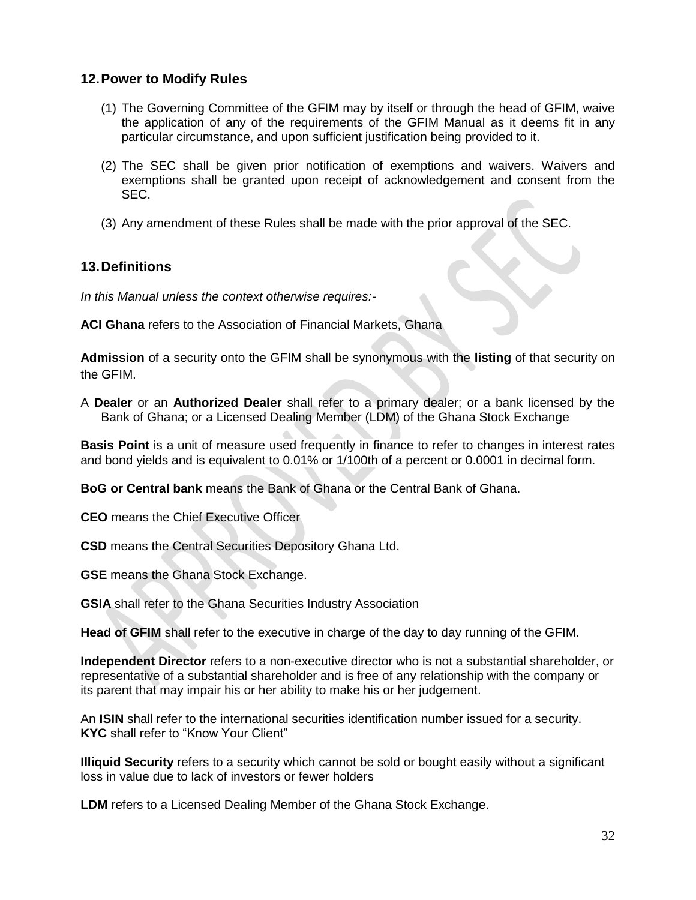## 12. Power to Modify Rules

(1) The Governing Committee of the GFIM may by itself or through the head of GFIM, waive the application of any of the requirements of the GFIM Manual as it deems fit in any particular circumstance, and upon sufficient justification being provided to it.

(2) The SEC shall be given prior notification of exemptions and waivers. Waivers and exemptions shall be granted upon receipt of acknowledgement and consent from the SEC.

(3) Any amendment of these Rules shall be made with the prior approval of the SEC.

## 13. Definitions

*In this Manual unless the context otherwise requires:-*

**ACI Ghana** refers to the Association of Financial Markets, Ghana

**Admission** of a security onto the GFIM shall be synonymous with the **listing** of that security on the GFIM.

A **Dealer** or an **Authorized Dealer** shall refer to a primary dealer; or a bank licensed by the Bank of Ghana; or a Licensed Dealing Member (LDM) of the Ghana Stock Exchange

**Basis Point** is a unit of measure used frequently in finance to refer to changes in interest rates and bond yields and is equivalent to 0.01% or 1/100th of a percent or 0.0001 in decimal form.

**BoG or Central bank** means the Bank of Ghana or the Central Bank of Ghana.

**CEO** means the Chief Executive Officer

**CSD** means the Central Securities Depository Ghana Ltd.

**GSE** means the Ghana Stock Exchange.

**GSIA** shall refer to the Ghana Securities Industry Association

**Head of GFIM** shall refer to the executive in charge of the day to day running of the GFIM.

**Independent Director** refers to a non-executive director who is not a substantial shareholder, or representative of a substantial shareholder and is free of any relationship with the company or its parent that may impair his or her ability to make his or her judgement.

An **ISIN** shall refer to the international securities identification number issued for a security.
**KYC** shall refer to "Know Your Client"

**Illiquid Security** refers to a security which cannot be sold or bought easily without a significant loss in value due to lack of investors or fewer holders

**LDM** refers to a Licensed Dealing Member of the Ghana Stock Exchange.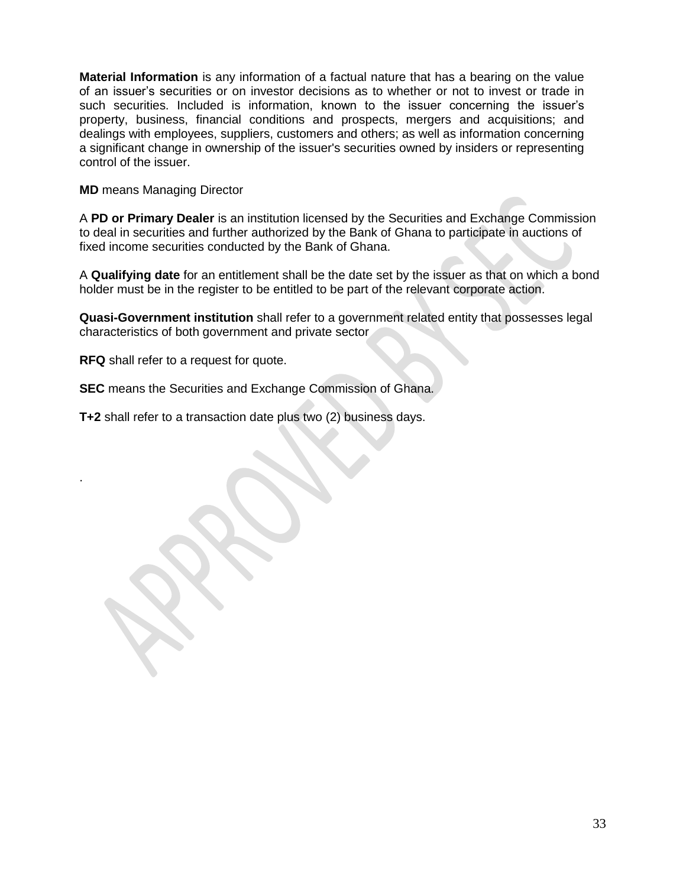**Material Information** is any information of a factual nature that has a bearing on the value of an issuer's securities or on investor decisions as to whether or not to invest or trade in such securities. Included is information, known to the issuer concerning the issuer's property, business, financial conditions and prospects, mergers and acquisitions; and dealings with employees, suppliers, customers and others; as well as information concerning a significant change in ownership of the issuer's securities owned by insiders or representing control of the issuer.

**MD** means Managing Director

A **PD or Primary Dealer** is an institution licensed by the Securities and Exchange Commission to deal in securities and further authorized by the Bank of Ghana to participate in auctions of fixed income securities conducted by the Bank of Ghana.

A **Qualifying date** for an entitlement shall be the date set by the issuer as that on which a bond holder must be in the register to be entitled to be part of the relevant corporate action.

**Quasi-Government institution** shall refer to a government related entity that possesses legal characteristics of both government and private sector

**RFQ** shall refer to a request for quote.

**SEC** means the Securities and Exchange Commission of Ghana.

**T+2** shall refer to a transaction date plus two (2) business days.

.